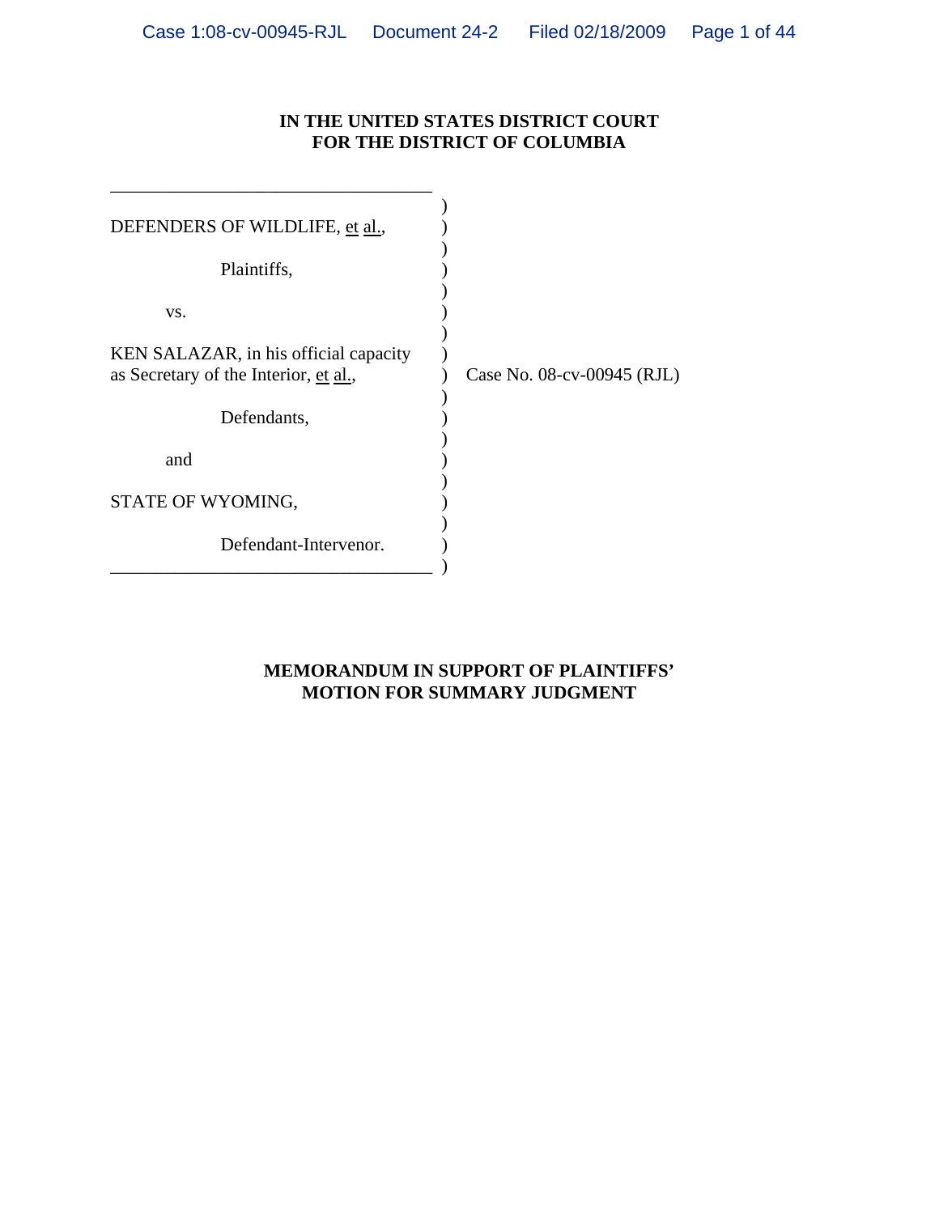**IN THE UNITED STATES DISTRICT COURT**
**FOR THE DISTRICT OF COLUMBIA**

| | | |
|---|---|---|
| DEFENDERS OF WILDLIFE, et al., | ) | |
| Plaintiffs, | ) | |
| vs. | ) | |
| KEN SALAZAR, in his official capacity as Secretary of the Interior, et al., | ) | Case No. 08-cv-00945 (RJL) |
| Defendants, | ) | |
| and | ) | |
| STATE OF WYOMING, | ) | |
| Defendant-Intervenor. | ) | |

**MEMORANDUM IN SUPPORT OF PLAINTIFFS' MOTION FOR SUMMARY JUDGMENT**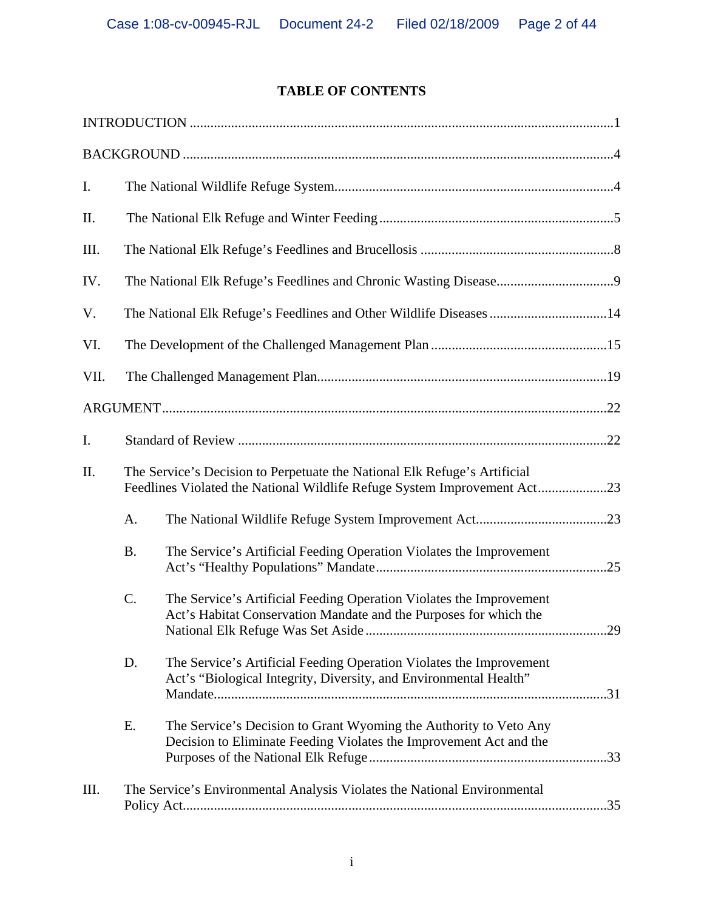# TABLE OF CONTENTS

INTRODUCTION ..........................................................................................................................1

BACKGROUND ...........................................................................................................................4

I. The National Wildlife Refuge System..................................................................................4

II. The National Elk Refuge and Winter Feeding ....................................................................5

III. The National Elk Refuge's Feedlines and Brucellosis ........................................................8

IV. The National Elk Refuge's Feedlines and Chronic Wasting Disease..................................9

V. The National Elk Refuge's Feedlines and Other Wildlife Diseases ..................................14

VI. The Development of the Challenged Management Plan ...................................................15

VII. The Challenged Management Plan....................................................................................19

ARGUMENT...............................................................................................................................22

I. Standard of Review ..........................................................................................................22

II. The Service's Decision to Perpetuate the National Elk Refuge's Artificial Feedlines Violated the National Wildlife Refuge System Improvement Act....................23

  A. The National Wildlife Refuge System Improvement Act......................................23

  B. The Service's Artificial Feeding Operation Violates the Improvement Act's "Healthy Populations" Mandate..................................................................25

  C. The Service's Artificial Feeding Operation Violates the Improvement Act's Habitat Conservation Mandate and the Purposes for which the National Elk Refuge Was Set Aside .....................................................................29

  D. The Service's Artificial Feeding Operation Violates the Improvement Act's "Biological Integrity, Diversity, and Environmental Health" Mandate.................................................................................................................31

  E. The Service's Decision to Grant Wyoming the Authority to Veto Any Decision to Eliminate Feeding Violates the Improvement Act and the Purposes of the National Elk Refuge ....................................................................33

III. The Service's Environmental Analysis Violates the National Environmental Policy Act..........................................................................................................................35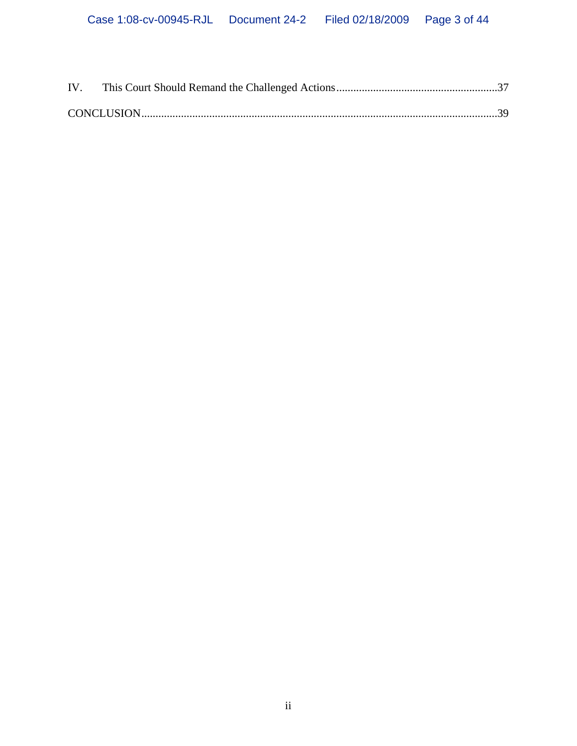IV. This Court Should Remand the Challenged Actions..........................................................37

CONCLUSION..............................................................................................................................39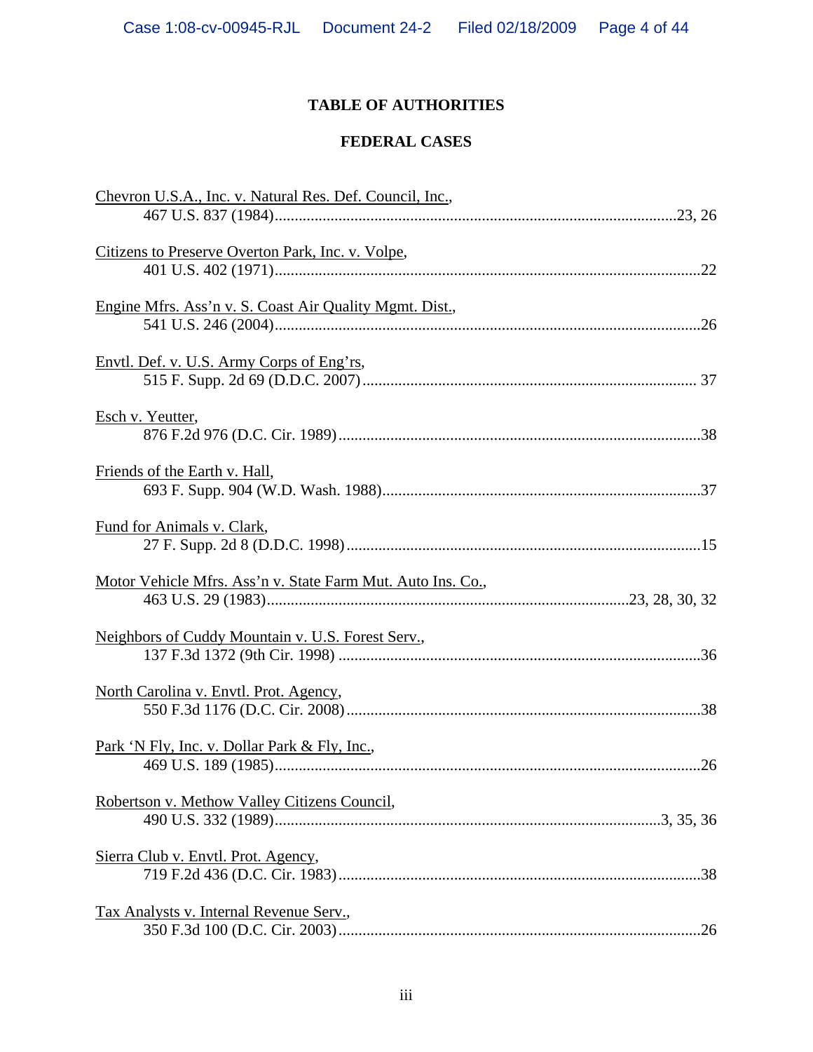## TABLE OF AUTHORITIES

### FEDERAL CASES

Chevron U.S.A., Inc. v. Natural Res. Def. Council, Inc., 467 U.S. 837 (1984) .......... 23, 26

Citizens to Preserve Overton Park, Inc. v. Volpe, 401 U.S. 402 (1971) .......... 22

Engine Mfrs. Ass'n v. S. Coast Air Quality Mgmt. Dist., 541 U.S. 246 (2004) .......... 26

Envtl. Def. v. U.S. Army Corps of Eng'rs, 515 F. Supp. 2d 69 (D.D.C. 2007) .......... 37

Esch v. Yeutter, 876 F.2d 976 (D.C. Cir. 1989) .......... 38

Friends of the Earth v. Hall, 693 F. Supp. 904 (W.D. Wash. 1988) .......... 37

Fund for Animals v. Clark, 27 F. Supp. 2d 8 (D.D.C. 1998) .......... 15

Motor Vehicle Mfrs. Ass'n v. State Farm Mut. Auto Ins. Co., 463 U.S. 29 (1983) .......... 23, 28, 30, 32

Neighbors of Cuddy Mountain v. U.S. Forest Serv., 137 F.3d 1372 (9th Cir. 1998) .......... 36

North Carolina v. Envtl. Prot. Agency, 550 F.3d 1176 (D.C. Cir. 2008) .......... 38

Park 'N Fly, Inc. v. Dollar Park & Fly, Inc., 469 U.S. 189 (1985) .......... 26

Robertson v. Methow Valley Citizens Council, 490 U.S. 332 (1989) .......... 3, 35, 36

Sierra Club v. Envtl. Prot. Agency, 719 F.2d 436 (D.C. Cir. 1983) .......... 38

Tax Analysts v. Internal Revenue Serv., 350 F.3d 100 (D.C. Cir. 2003) .......... 26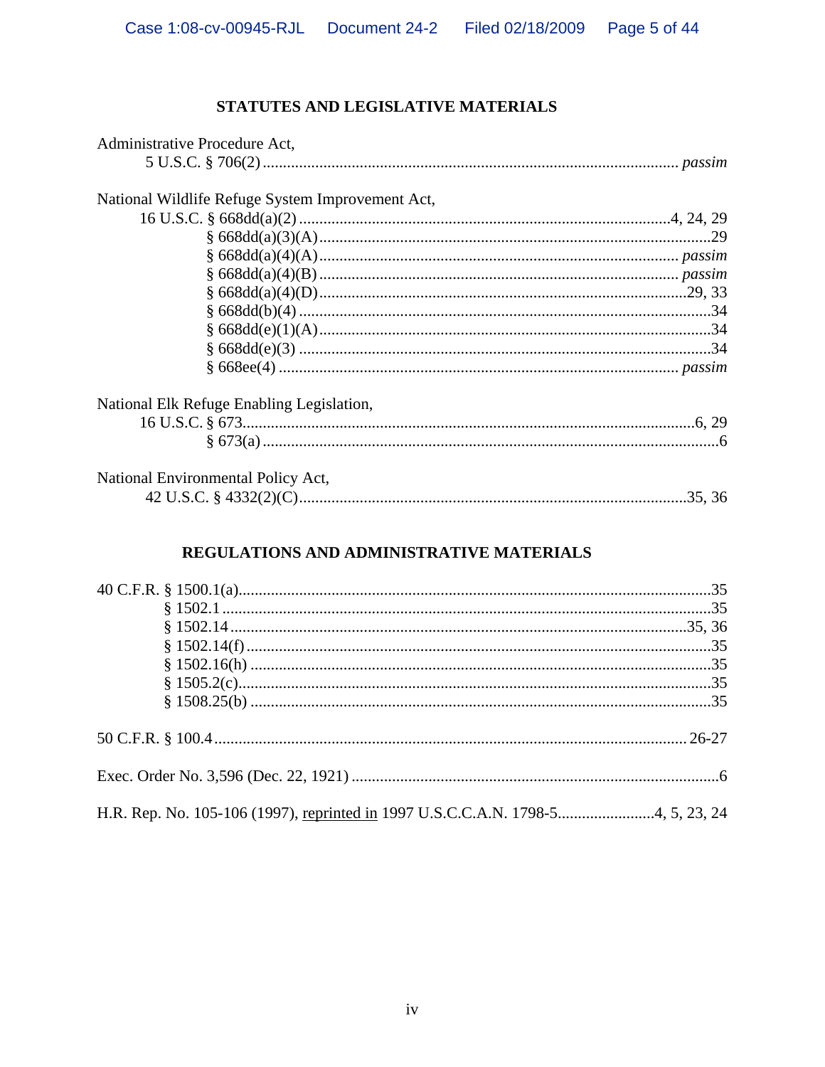## STATUTES AND LEGISLATIVE MATERIALS

Administrative Procedure Act,
5 U.S.C. § 706(2) ........................................................................................ *passim*

National Wildlife Refuge System Improvement Act,
16 U.S.C. § 668dd(a)(2) ........................................................................4, 24, 29
§ 668dd(a)(3)(A)................................................................................29
§ 668dd(a)(4)(A)........................................................................ *passim*
§ 668dd(a)(4)(B) ........................................................................ *passim*
§ 668dd(a)(4)(D)..........................................................................29, 33
§ 668dd(b)(4) ....................................................................................34
§ 668dd(e)(1)(A)................................................................................34
§ 668dd(e)(3) ....................................................................................34
§ 668ee(4) ................................................................................. *passim*

National Elk Refuge Enabling Legislation,
16 U.S.C. § 673...............................................................................................6, 29
§ 673(a) ................................................................................................6

National Environmental Policy Act,
42 U.S.C. § 4332(2)(C)...............................................................................35, 36

## REGULATIONS AND ADMINISTRATIVE MATERIALS

40 C.F.R. § 1500.1(a)..................................................................................................35
§ 1502.1 ......................................................................................................35
§ 1502.14 .................................................................................................35, 36
§ 1502.14(f) .................................................................................................35
§ 1502.16(h) ................................................................................................35
§ 1505.2(c)....................................................................................................35
§ 1508.25(b) .................................................................................................35

50 C.F.R. § 100.4 ................................................................................................. 26-27

Exec. Order No. 3,596 (Dec. 22, 1921) ..........................................................................6

H.R. Rep. No. 105-106 (1997), reprinted in 1997 U.S.C.C.A.N. 1798-5........................4, 5, 23, 24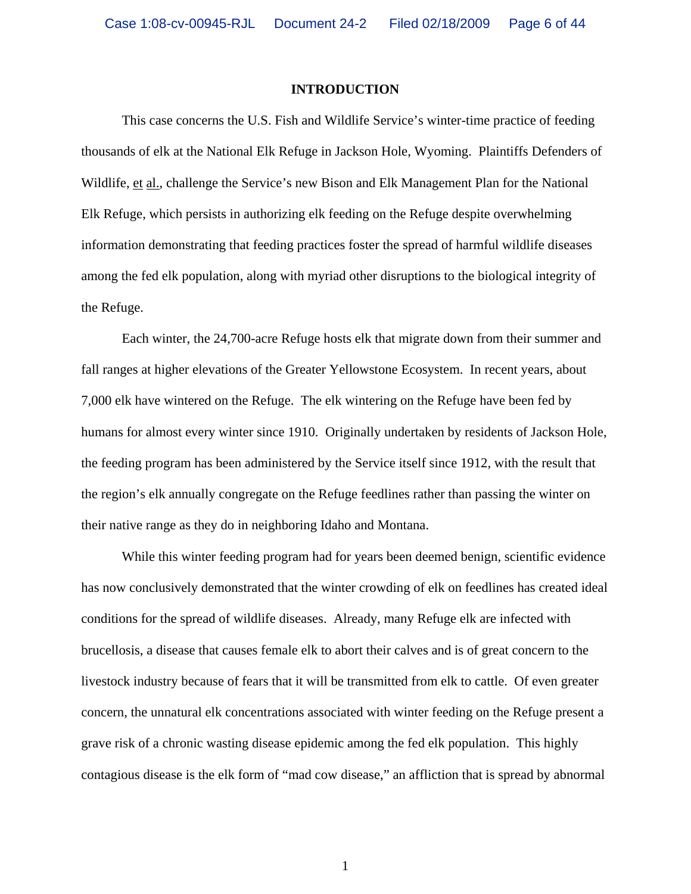# INTRODUCTION

This case concerns the U.S. Fish and Wildlife Service's winter-time practice of feeding thousands of elk at the National Elk Refuge in Jackson Hole, Wyoming. Plaintiffs Defenders of Wildlife, et al., challenge the Service's new Bison and Elk Management Plan for the National Elk Refuge, which persists in authorizing elk feeding on the Refuge despite overwhelming information demonstrating that feeding practices foster the spread of harmful wildlife diseases among the fed elk population, along with myriad other disruptions to the biological integrity of the Refuge.

Each winter, the 24,700-acre Refuge hosts elk that migrate down from their summer and fall ranges at higher elevations of the Greater Yellowstone Ecosystem. In recent years, about 7,000 elk have wintered on the Refuge. The elk wintering on the Refuge have been fed by humans for almost every winter since 1910. Originally undertaken by residents of Jackson Hole, the feeding program has been administered by the Service itself since 1912, with the result that the region's elk annually congregate on the Refuge feedlines rather than passing the winter on their native range as they do in neighboring Idaho and Montana.

While this winter feeding program had for years been deemed benign, scientific evidence has now conclusively demonstrated that the winter crowding of elk on feedlines has created ideal conditions for the spread of wildlife diseases. Already, many Refuge elk are infected with brucellosis, a disease that causes female elk to abort their calves and is of great concern to the livestock industry because of fears that it will be transmitted from elk to cattle. Of even greater concern, the unnatural elk concentrations associated with winter feeding on the Refuge present a grave risk of a chronic wasting disease epidemic among the fed elk population. This highly contagious disease is the elk form of "mad cow disease," an affliction that is spread by abnormal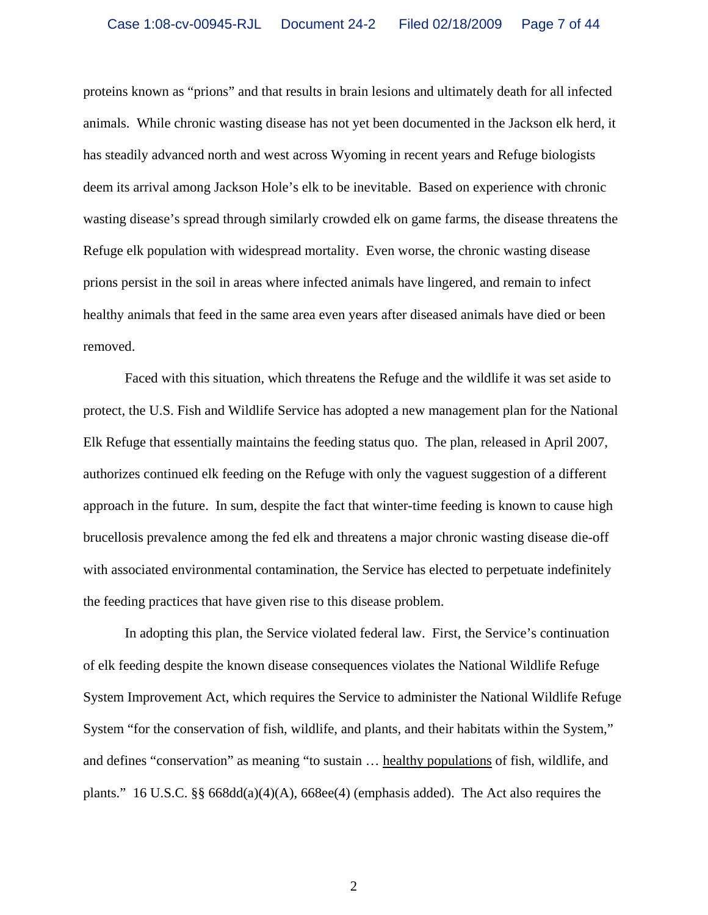proteins known as "prions" and that results in brain lesions and ultimately death for all infected animals. While chronic wasting disease has not yet been documented in the Jackson elk herd, it has steadily advanced north and west across Wyoming in recent years and Refuge biologists deem its arrival among Jackson Hole's elk to be inevitable. Based on experience with chronic wasting disease's spread through similarly crowded elk on game farms, the disease threatens the Refuge elk population with widespread mortality. Even worse, the chronic wasting disease prions persist in the soil in areas where infected animals have lingered, and remain to infect healthy animals that feed in the same area even years after diseased animals have died or been removed.

Faced with this situation, which threatens the Refuge and the wildlife it was set aside to protect, the U.S. Fish and Wildlife Service has adopted a new management plan for the National Elk Refuge that essentially maintains the feeding status quo. The plan, released in April 2007, authorizes continued elk feeding on the Refuge with only the vaguest suggestion of a different approach in the future. In sum, despite the fact that winter-time feeding is known to cause high brucellosis prevalence among the fed elk and threatens a major chronic wasting disease die-off with associated environmental contamination, the Service has elected to perpetuate indefinitely the feeding practices that have given rise to this disease problem.

In adopting this plan, the Service violated federal law. First, the Service's continuation of elk feeding despite the known disease consequences violates the National Wildlife Refuge System Improvement Act, which requires the Service to administer the National Wildlife Refuge System "for the conservation of fish, wildlife, and plants, and their habitats within the System," and defines "conservation" as meaning "to sustain … <u>healthy populations</u> of fish, wildlife, and plants." 16 U.S.C. §§ 668dd(a)(4)(A), 668ee(4) (emphasis added). The Act also requires the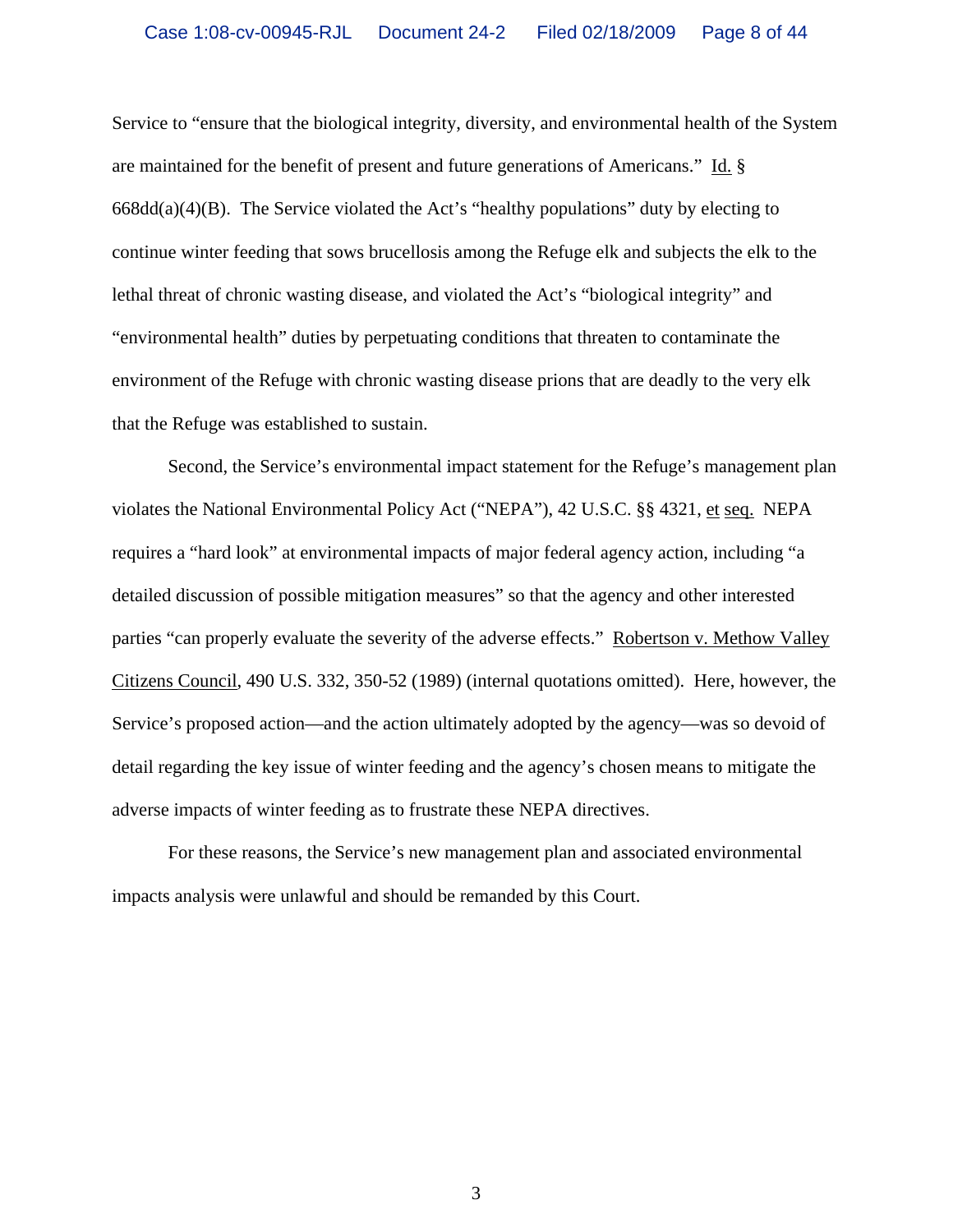Service to "ensure that the biological integrity, diversity, and environmental health of the System are maintained for the benefit of present and future generations of Americans." Id. § 668dd(a)(4)(B). The Service violated the Act's "healthy populations" duty by electing to continue winter feeding that sows brucellosis among the Refuge elk and subjects the elk to the lethal threat of chronic wasting disease, and violated the Act's "biological integrity" and "environmental health" duties by perpetuating conditions that threaten to contaminate the environment of the Refuge with chronic wasting disease prions that are deadly to the very elk that the Refuge was established to sustain.

Second, the Service's environmental impact statement for the Refuge's management plan violates the National Environmental Policy Act ("NEPA"), 42 U.S.C. §§ 4321, et seq. NEPA requires a "hard look" at environmental impacts of major federal agency action, including "a detailed discussion of possible mitigation measures" so that the agency and other interested parties "can properly evaluate the severity of the adverse effects." Robertson v. Methow Valley Citizens Council, 490 U.S. 332, 350-52 (1989) (internal quotations omitted). Here, however, the Service's proposed action—and the action ultimately adopted by the agency—was so devoid of detail regarding the key issue of winter feeding and the agency's chosen means to mitigate the adverse impacts of winter feeding as to frustrate these NEPA directives.

For these reasons, the Service's new management plan and associated environmental impacts analysis were unlawful and should be remanded by this Court.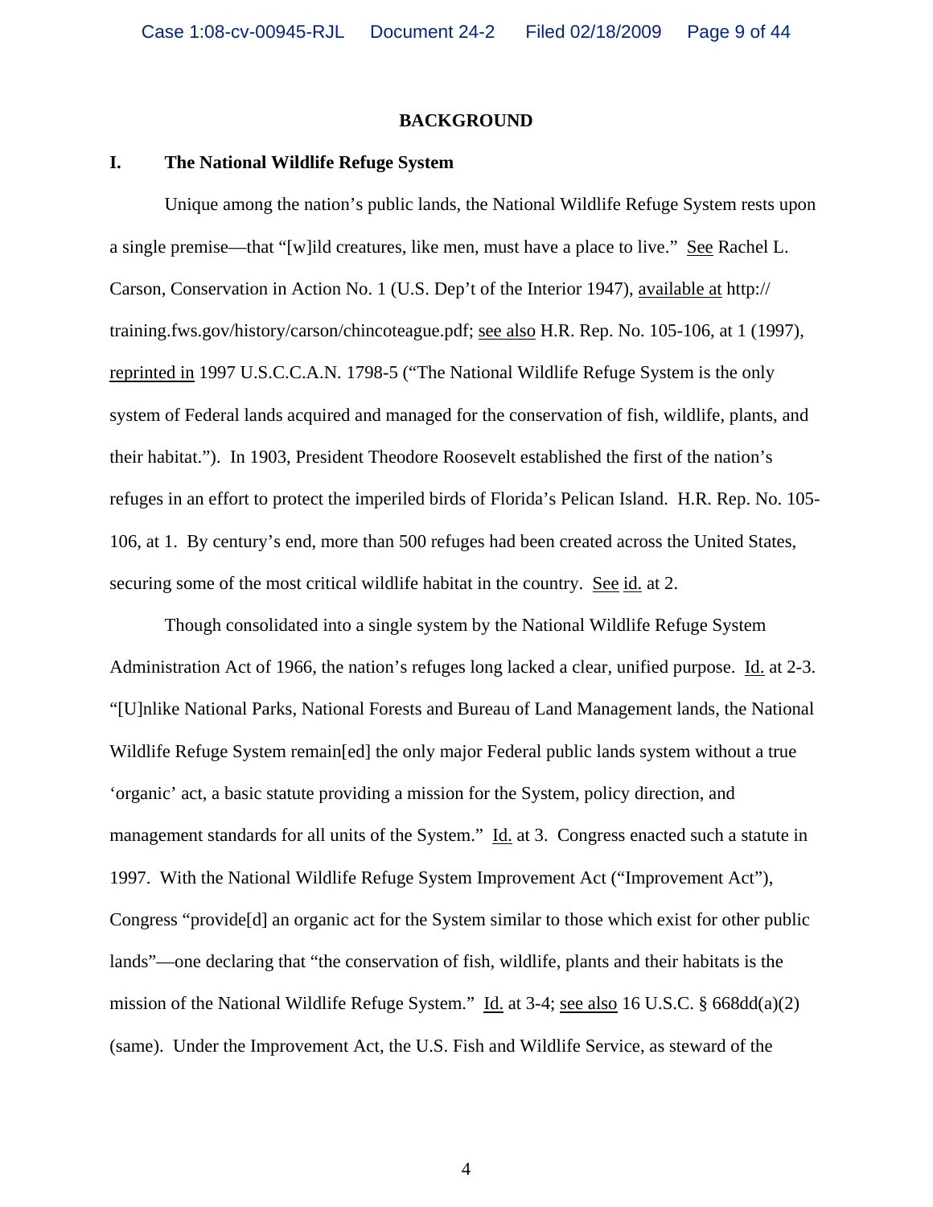## BACKGROUND

### I. The National Wildlife Refuge System

Unique among the nation's public lands, the National Wildlife Refuge System rests upon a single premise—that "[w]ild creatures, like men, must have a place to live." See Rachel L. Carson, Conservation in Action No. 1 (U.S. Dep't of the Interior 1947), available at http:// training.fws.gov/history/carson/chincoteague.pdf; see also H.R. Rep. No. 105-106, at 1 (1997), reprinted in 1997 U.S.C.C.A.N. 1798-5 ("The National Wildlife Refuge System is the only system of Federal lands acquired and managed for the conservation of fish, wildlife, plants, and their habitat."). In 1903, President Theodore Roosevelt established the first of the nation's refuges in an effort to protect the imperiled birds of Florida's Pelican Island. H.R. Rep. No. 105-106, at 1. By century's end, more than 500 refuges had been created across the United States, securing some of the most critical wildlife habitat in the country. See id. at 2.

Though consolidated into a single system by the National Wildlife Refuge System Administration Act of 1966, the nation's refuges long lacked a clear, unified purpose. Id. at 2-3. "[U]nlike National Parks, National Forests and Bureau of Land Management lands, the National Wildlife Refuge System remain[ed] the only major Federal public lands system without a true 'organic' act, a basic statute providing a mission for the System, policy direction, and management standards for all units of the System." Id. at 3. Congress enacted such a statute in 1997. With the National Wildlife Refuge System Improvement Act ("Improvement Act"), Congress "provide[d] an organic act for the System similar to those which exist for other public lands"—one declaring that "the conservation of fish, wildlife, plants and their habitats is the mission of the National Wildlife Refuge System." Id. at 3-4; see also 16 U.S.C. § 668dd(a)(2) (same). Under the Improvement Act, the U.S. Fish and Wildlife Service, as steward of the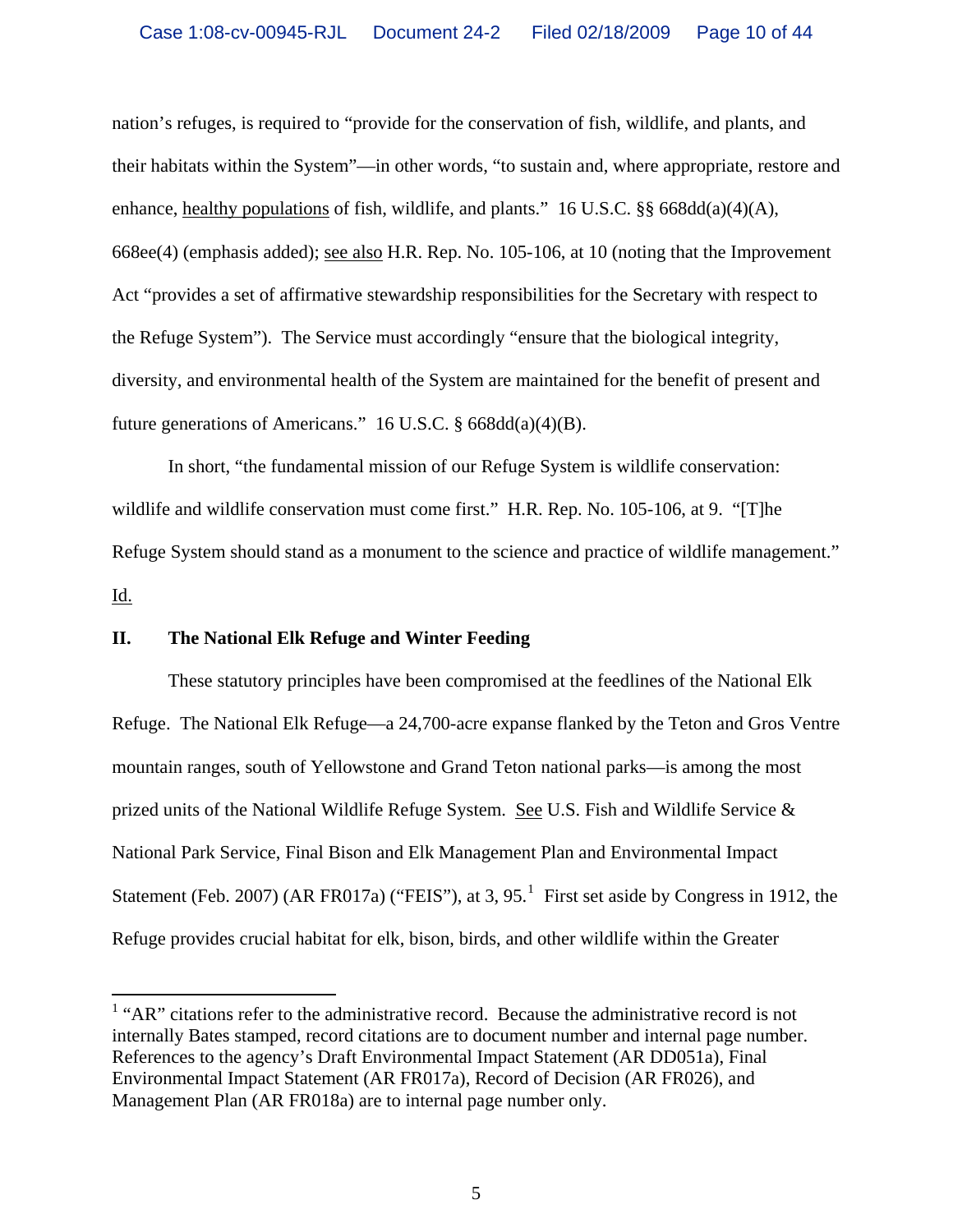nation's refuges, is required to "provide for the conservation of fish, wildlife, and plants, and their habitats within the System"—in other words, "to sustain and, where appropriate, restore and enhance, healthy populations of fish, wildlife, and plants." 16 U.S.C. §§ 668dd(a)(4)(A), 668ee(4) (emphasis added); see also H.R. Rep. No. 105-106, at 10 (noting that the Improvement Act "provides a set of affirmative stewardship responsibilities for the Secretary with respect to the Refuge System"). The Service must accordingly "ensure that the biological integrity, diversity, and environmental health of the System are maintained for the benefit of present and future generations of Americans." 16 U.S.C. § 668dd(a)(4)(B).

In short, "the fundamental mission of our Refuge System is wildlife conservation: wildlife and wildlife conservation must come first." H.R. Rep. No. 105-106, at 9. "[T]he Refuge System should stand as a monument to the science and practice of wildlife management." Id.

## II. The National Elk Refuge and Winter Feeding

These statutory principles have been compromised at the feedlines of the National Elk Refuge. The National Elk Refuge—a 24,700-acre expanse flanked by the Teton and Gros Ventre mountain ranges, south of Yellowstone and Grand Teton national parks—is among the most prized units of the National Wildlife Refuge System. See U.S. Fish and Wildlife Service & National Park Service, Final Bison and Elk Management Plan and Environmental Impact Statement (Feb. 2007) (AR FR017a) ("FEIS"), at 3, 95.[1] First set aside by Congress in 1912, the Refuge provides crucial habitat for elk, bison, birds, and other wildlife within the Greater

[1] "AR" citations refer to the administrative record. Because the administrative record is not internally Bates stamped, record citations are to document number and internal page number. References to the agency's Draft Environmental Impact Statement (AR DD051a), Final Environmental Impact Statement (AR FR017a), Record of Decision (AR FR026), and Management Plan (AR FR018a) are to internal page number only.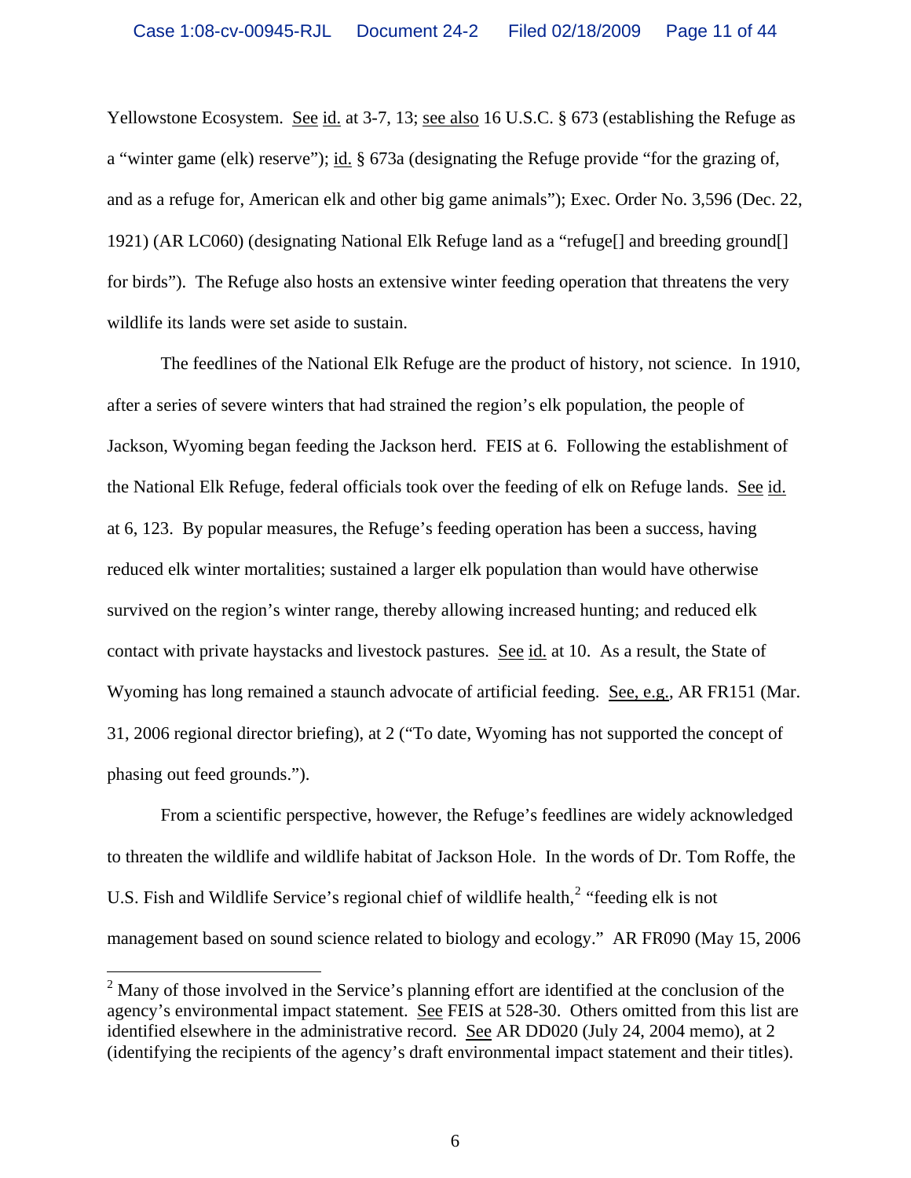Yellowstone Ecosystem. See id. at 3-7, 13; see also 16 U.S.C. § 673 (establishing the Refuge as a "winter game (elk) reserve"); id. § 673a (designating the Refuge provide "for the grazing of, and as a refuge for, American elk and other big game animals"); Exec. Order No. 3,596 (Dec. 22, 1921) (AR LC060) (designating National Elk Refuge land as a "refuge[] and breeding ground[] for birds"). The Refuge also hosts an extensive winter feeding operation that threatens the very wildlife its lands were set aside to sustain.

The feedlines of the National Elk Refuge are the product of history, not science. In 1910, after a series of severe winters that had strained the region's elk population, the people of Jackson, Wyoming began feeding the Jackson herd. FEIS at 6. Following the establishment of the National Elk Refuge, federal officials took over the feeding of elk on Refuge lands. See id. at 6, 123. By popular measures, the Refuge's feeding operation has been a success, having reduced elk winter mortalities; sustained a larger elk population than would have otherwise survived on the region's winter range, thereby allowing increased hunting; and reduced elk contact with private haystacks and livestock pastures. See id. at 10. As a result, the State of Wyoming has long remained a staunch advocate of artificial feeding. See, e.g., AR FR151 (Mar. 31, 2006 regional director briefing), at 2 ("To date, Wyoming has not supported the concept of phasing out feed grounds.").

From a scientific perspective, however, the Refuge's feedlines are widely acknowledged to threaten the wildlife and wildlife habitat of Jackson Hole. In the words of Dr. Tom Roffe, the U.S. Fish and Wildlife Service's regional chief of wildlife health,[2] "feeding elk is not management based on sound science related to biology and ecology." AR FR090 (May 15, 2006

---

[2] Many of those involved in the Service's planning effort are identified at the conclusion of the agency's environmental impact statement. See FEIS at 528-30. Others omitted from this list are identified elsewhere in the administrative record. See AR DD020 (July 24, 2004 memo), at 2 (identifying the recipients of the agency's draft environmental impact statement and their titles).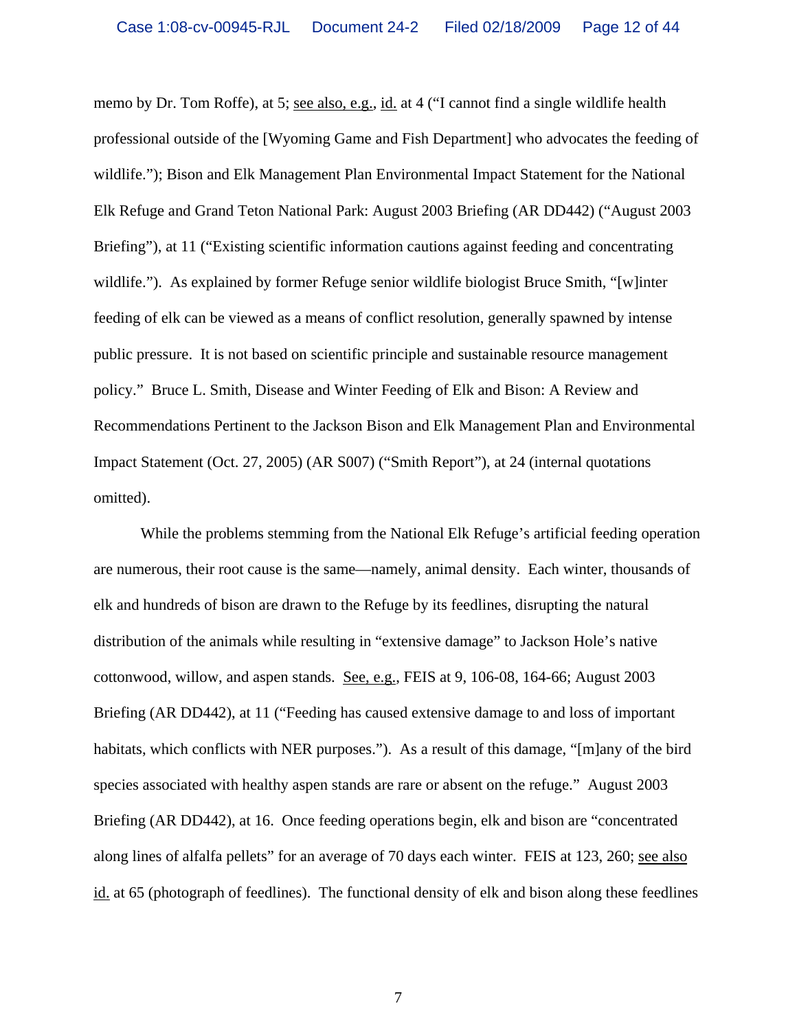memo by Dr. Tom Roffe), at 5; see also, e.g., id. at 4 ("I cannot find a single wildlife health professional outside of the [Wyoming Game and Fish Department] who advocates the feeding of wildlife."); Bison and Elk Management Plan Environmental Impact Statement for the National Elk Refuge and Grand Teton National Park: August 2003 Briefing (AR DD442) ("August 2003 Briefing"), at 11 ("Existing scientific information cautions against feeding and concentrating wildlife."). As explained by former Refuge senior wildlife biologist Bruce Smith, "[w]inter feeding of elk can be viewed as a means of conflict resolution, generally spawned by intense public pressure. It is not based on scientific principle and sustainable resource management policy." Bruce L. Smith, Disease and Winter Feeding of Elk and Bison: A Review and Recommendations Pertinent to the Jackson Bison and Elk Management Plan and Environmental Impact Statement (Oct. 27, 2005) (AR S007) ("Smith Report"), at 24 (internal quotations omitted).

While the problems stemming from the National Elk Refuge's artificial feeding operation are numerous, their root cause is the same—namely, animal density. Each winter, thousands of elk and hundreds of bison are drawn to the Refuge by its feedlines, disrupting the natural distribution of the animals while resulting in "extensive damage" to Jackson Hole's native cottonwood, willow, and aspen stands. See, e.g., FEIS at 9, 106-08, 164-66; August 2003 Briefing (AR DD442), at 11 ("Feeding has caused extensive damage to and loss of important habitats, which conflicts with NER purposes."). As a result of this damage, "[m]any of the bird species associated with healthy aspen stands are rare or absent on the refuge." August 2003 Briefing (AR DD442), at 16. Once feeding operations begin, elk and bison are "concentrated along lines of alfalfa pellets" for an average of 70 days each winter. FEIS at 123, 260; see also id. at 65 (photograph of feedlines). The functional density of elk and bison along these feedlines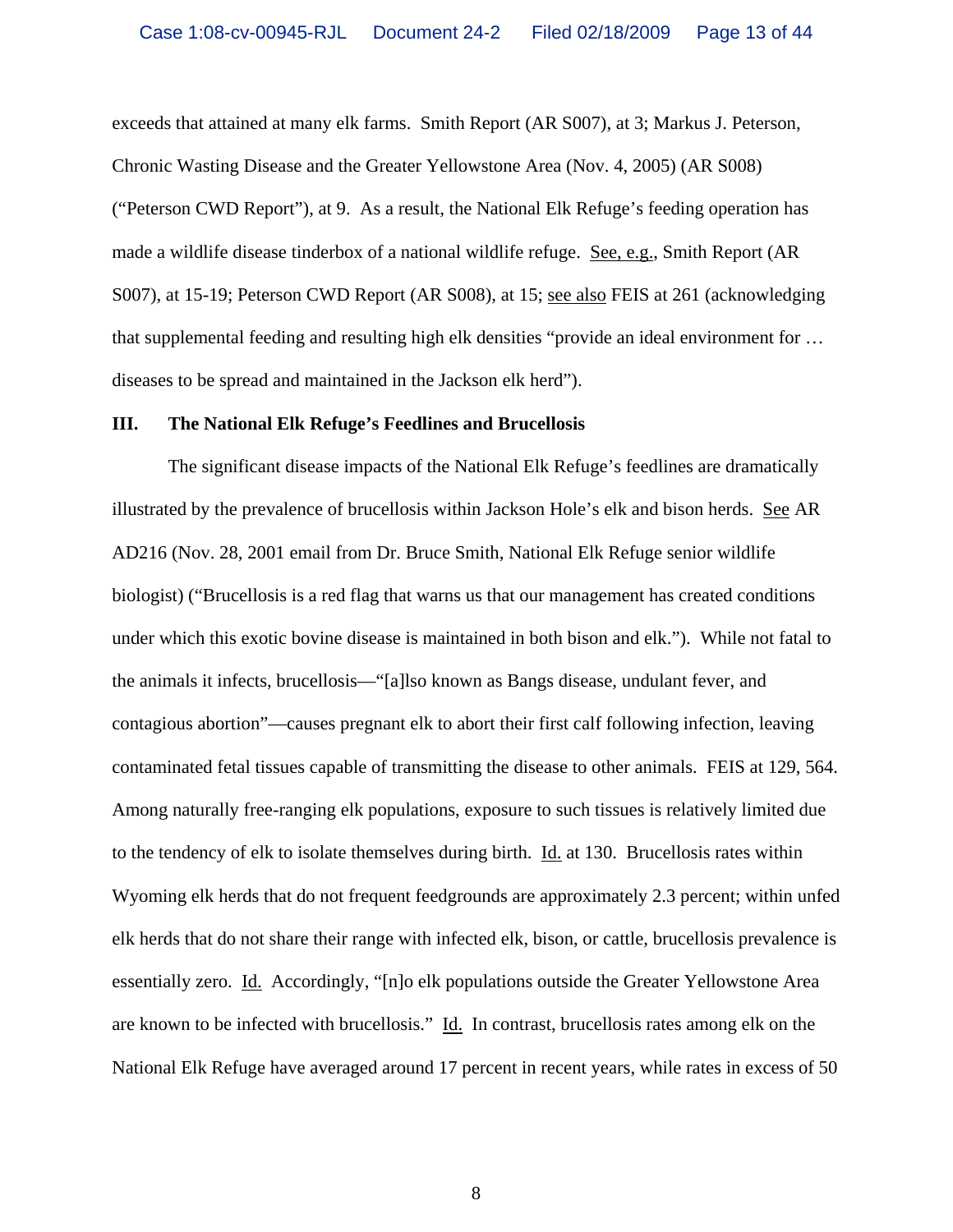exceeds that attained at many elk farms. Smith Report (AR S007), at 3; Markus J. Peterson, Chronic Wasting Disease and the Greater Yellowstone Area (Nov. 4, 2005) (AR S008) ("Peterson CWD Report"), at 9. As a result, the National Elk Refuge's feeding operation has made a wildlife disease tinderbox of a national wildlife refuge. See, e.g., Smith Report (AR S007), at 15-19; Peterson CWD Report (AR S008), at 15; see also FEIS at 261 (acknowledging that supplemental feeding and resulting high elk densities "provide an ideal environment for … diseases to be spread and maintained in the Jackson elk herd").

### III. The National Elk Refuge's Feedlines and Brucellosis

The significant disease impacts of the National Elk Refuge's feedlines are dramatically illustrated by the prevalence of brucellosis within Jackson Hole's elk and bison herds. See AR AD216 (Nov. 28, 2001 email from Dr. Bruce Smith, National Elk Refuge senior wildlife biologist) ("Brucellosis is a red flag that warns us that our management has created conditions under which this exotic bovine disease is maintained in both bison and elk."). While not fatal to the animals it infects, brucellosis—"[a]lso known as Bangs disease, undulant fever, and contagious abortion"—causes pregnant elk to abort their first calf following infection, leaving contaminated fetal tissues capable of transmitting the disease to other animals. FEIS at 129, 564. Among naturally free-ranging elk populations, exposure to such tissues is relatively limited due to the tendency of elk to isolate themselves during birth. Id. at 130. Brucellosis rates within Wyoming elk herds that do not frequent feedgrounds are approximately 2.3 percent; within unfed elk herds that do not share their range with infected elk, bison, or cattle, brucellosis prevalence is essentially zero. Id. Accordingly, "[n]o elk populations outside the Greater Yellowstone Area are known to be infected with brucellosis." Id. In contrast, brucellosis rates among elk on the National Elk Refuge have averaged around 17 percent in recent years, while rates in excess of 50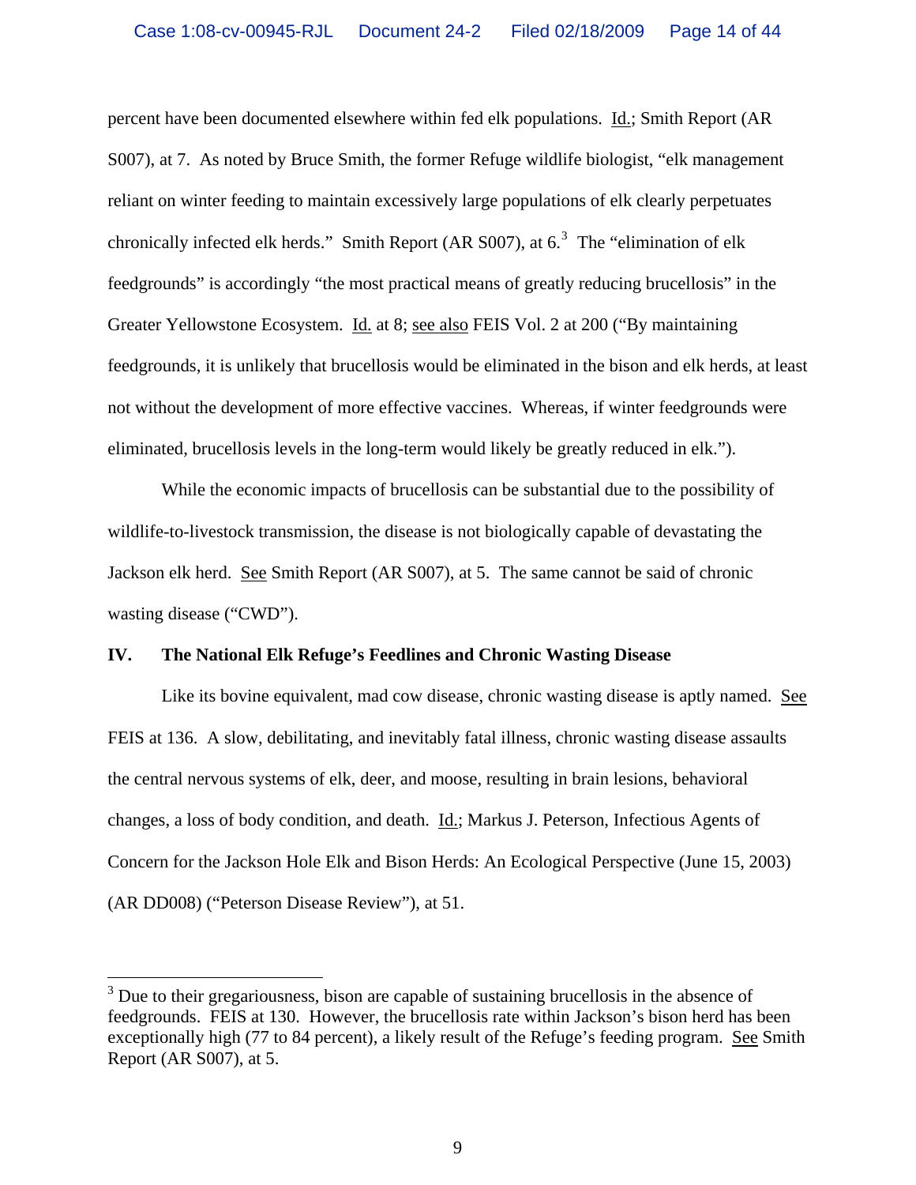percent have been documented elsewhere within fed elk populations. Id.; Smith Report (AR S007), at 7. As noted by Bruce Smith, the former Refuge wildlife biologist, "elk management reliant on winter feeding to maintain excessively large populations of elk clearly perpetuates chronically infected elk herds." Smith Report (AR S007), at 6.[3] The "elimination of elk feedgrounds" is accordingly "the most practical means of greatly reducing brucellosis" in the Greater Yellowstone Ecosystem. Id. at 8; see also FEIS Vol. 2 at 200 ("By maintaining feedgrounds, it is unlikely that brucellosis would be eliminated in the bison and elk herds, at least not without the development of more effective vaccines. Whereas, if winter feedgrounds were eliminated, brucellosis levels in the long-term would likely be greatly reduced in elk.").

While the economic impacts of brucellosis can be substantial due to the possibility of wildlife-to-livestock transmission, the disease is not biologically capable of devastating the Jackson elk herd. See Smith Report (AR S007), at 5. The same cannot be said of chronic wasting disease ("CWD").

## IV. The National Elk Refuge's Feedlines and Chronic Wasting Disease

Like its bovine equivalent, mad cow disease, chronic wasting disease is aptly named. See FEIS at 136. A slow, debilitating, and inevitably fatal illness, chronic wasting disease assaults the central nervous systems of elk, deer, and moose, resulting in brain lesions, behavioral changes, a loss of body condition, and death. Id.; Markus J. Peterson, Infectious Agents of Concern for the Jackson Hole Elk and Bison Herds: An Ecological Perspective (June 15, 2003) (AR DD008) ("Peterson Disease Review"), at 51.

---

[3] Due to their gregariousness, bison are capable of sustaining brucellosis in the absence of feedgrounds. FEIS at 130. However, the brucellosis rate within Jackson's bison herd has been exceptionally high (77 to 84 percent), a likely result of the Refuge's feeding program. See Smith Report (AR S007), at 5.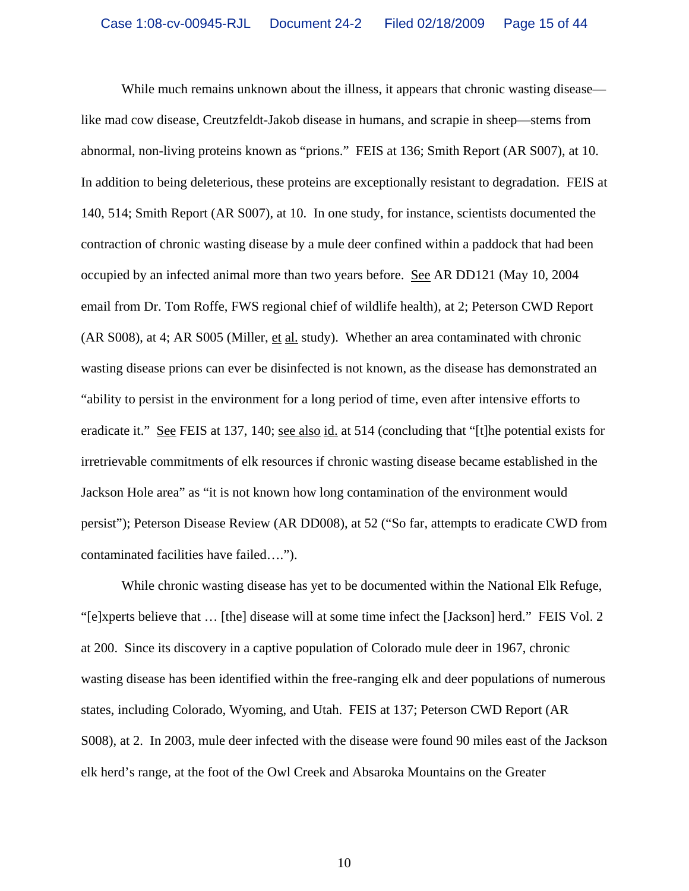While much remains unknown about the illness, it appears that chronic wasting disease—like mad cow disease, Creutzfeldt-Jakob disease in humans, and scrapie in sheep—stems from abnormal, non-living proteins known as "prions." FEIS at 136; Smith Report (AR S007), at 10. In addition to being deleterious, these proteins are exceptionally resistant to degradation. FEIS at 140, 514; Smith Report (AR S007), at 10. In one study, for instance, scientists documented the contraction of chronic wasting disease by a mule deer confined within a paddock that had been occupied by an infected animal more than two years before. See AR DD121 (May 10, 2004 email from Dr. Tom Roffe, FWS regional chief of wildlife health), at 2; Peterson CWD Report (AR S008), at 4; AR S005 (Miller, et al. study). Whether an area contaminated with chronic wasting disease prions can ever be disinfected is not known, as the disease has demonstrated an "ability to persist in the environment for a long period of time, even after intensive efforts to eradicate it." See FEIS at 137, 140; see also id. at 514 (concluding that "[t]he potential exists for irretrievable commitments of elk resources if chronic wasting disease became established in the Jackson Hole area" as "it is not known how long contamination of the environment would persist"); Peterson Disease Review (AR DD008), at 52 ("So far, attempts to eradicate CWD from contaminated facilities have failed….").

While chronic wasting disease has yet to be documented within the National Elk Refuge, "[e]xperts believe that … [the] disease will at some time infect the [Jackson] herd." FEIS Vol. 2 at 200. Since its discovery in a captive population of Colorado mule deer in 1967, chronic wasting disease has been identified within the free-ranging elk and deer populations of numerous states, including Colorado, Wyoming, and Utah. FEIS at 137; Peterson CWD Report (AR S008), at 2. In 2003, mule deer infected with the disease were found 90 miles east of the Jackson elk herd's range, at the foot of the Owl Creek and Absaroka Mountains on the Greater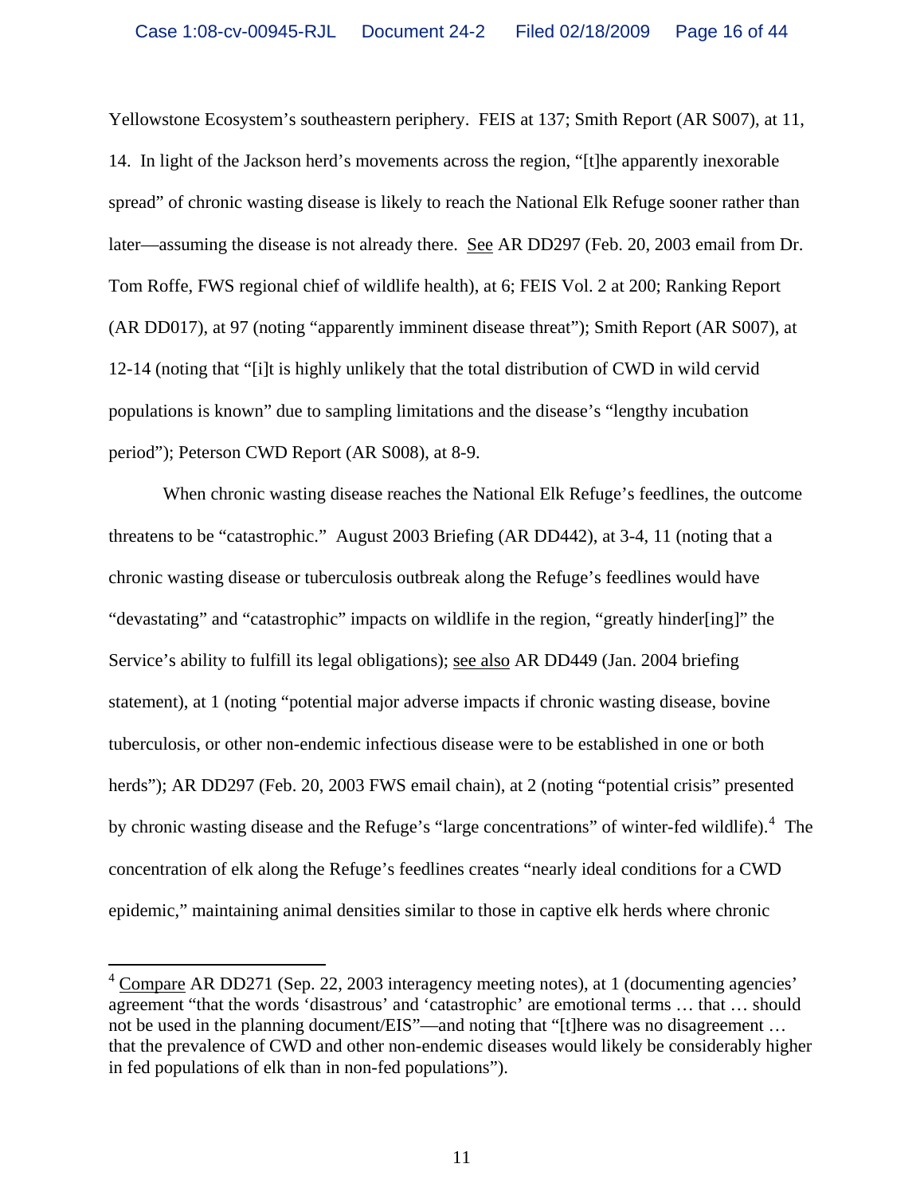Yellowstone Ecosystem's southeastern periphery. FEIS at 137; Smith Report (AR S007), at 11, 14. In light of the Jackson herd's movements across the region, "[t]he apparently inexorable spread" of chronic wasting disease is likely to reach the National Elk Refuge sooner rather than later—assuming the disease is not already there. See AR DD297 (Feb. 20, 2003 email from Dr. Tom Roffe, FWS regional chief of wildlife health), at 6; FEIS Vol. 2 at 200; Ranking Report (AR DD017), at 97 (noting "apparently imminent disease threat"); Smith Report (AR S007), at 12-14 (noting that "[i]t is highly unlikely that the total distribution of CWD in wild cervid populations is known" due to sampling limitations and the disease's "lengthy incubation period"); Peterson CWD Report (AR S008), at 8-9.

When chronic wasting disease reaches the National Elk Refuge's feedlines, the outcome threatens to be "catastrophic." August 2003 Briefing (AR DD442), at 3-4, 11 (noting that a chronic wasting disease or tuberculosis outbreak along the Refuge's feedlines would have "devastating" and "catastrophic" impacts on wildlife in the region, "greatly hinder[ing]" the Service's ability to fulfill its legal obligations); see also AR DD449 (Jan. 2004 briefing statement), at 1 (noting "potential major adverse impacts if chronic wasting disease, bovine tuberculosis, or other non-endemic infectious disease were to be established in one or both herds"); AR DD297 (Feb. 20, 2003 FWS email chain), at 2 (noting "potential crisis" presented by chronic wasting disease and the Refuge's "large concentrations" of winter-fed wildlife).[4] The concentration of elk along the Refuge's feedlines creates "nearly ideal conditions for a CWD epidemic," maintaining animal densities similar to those in captive elk herds where chronic

---

[4] Compare AR DD271 (Sep. 22, 2003 interagency meeting notes), at 1 (documenting agencies' agreement "that the words 'disastrous' and 'catastrophic' are emotional terms … that … should not be used in the planning document/EIS"—and noting that "[t]here was no disagreement … that the prevalence of CWD and other non-endemic diseases would likely be considerably higher in fed populations of elk than in non-fed populations").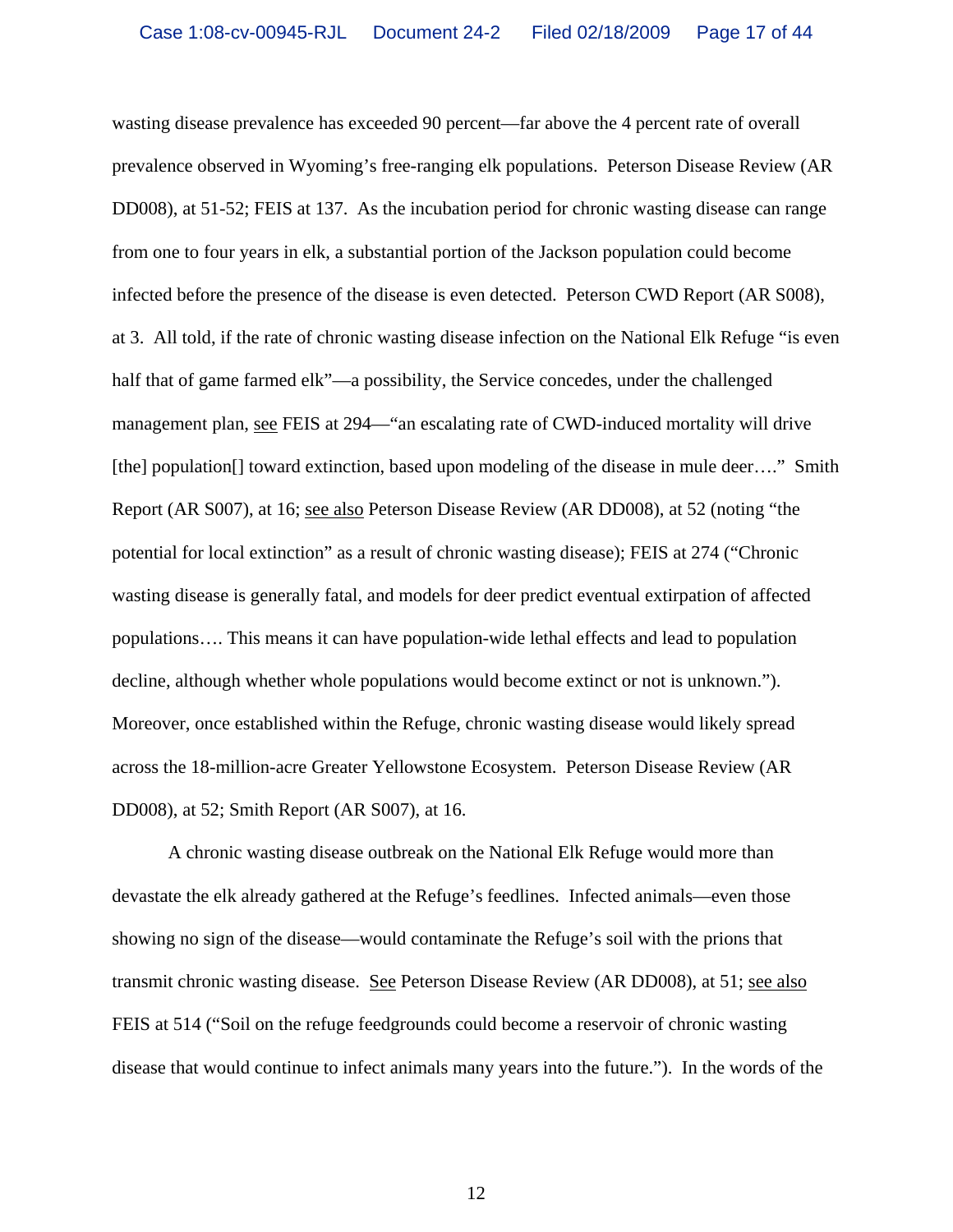wasting disease prevalence has exceeded 90 percent—far above the 4 percent rate of overall prevalence observed in Wyoming's free-ranging elk populations. Peterson Disease Review (AR DD008), at 51-52; FEIS at 137. As the incubation period for chronic wasting disease can range from one to four years in elk, a substantial portion of the Jackson population could become infected before the presence of the disease is even detected. Peterson CWD Report (AR S008), at 3. All told, if the rate of chronic wasting disease infection on the National Elk Refuge "is even half that of game farmed elk"—a possibility, the Service concedes, under the challenged management plan, see FEIS at 294—"an escalating rate of CWD-induced mortality will drive [the] population[] toward extinction, based upon modeling of the disease in mule deer…." Smith Report (AR S007), at 16; see also Peterson Disease Review (AR DD008), at 52 (noting "the potential for local extinction" as a result of chronic wasting disease); FEIS at 274 ("Chronic wasting disease is generally fatal, and models for deer predict eventual extirpation of affected populations…. This means it can have population-wide lethal effects and lead to population decline, although whether whole populations would become extinct or not is unknown."). Moreover, once established within the Refuge, chronic wasting disease would likely spread across the 18-million-acre Greater Yellowstone Ecosystem. Peterson Disease Review (AR DD008), at 52; Smith Report (AR S007), at 16.

A chronic wasting disease outbreak on the National Elk Refuge would more than devastate the elk already gathered at the Refuge's feedlines. Infected animals—even those showing no sign of the disease—would contaminate the Refuge's soil with the prions that transmit chronic wasting disease. See Peterson Disease Review (AR DD008), at 51; see also FEIS at 514 ("Soil on the refuge feedgrounds could become a reservoir of chronic wasting disease that would continue to infect animals many years into the future."). In the words of the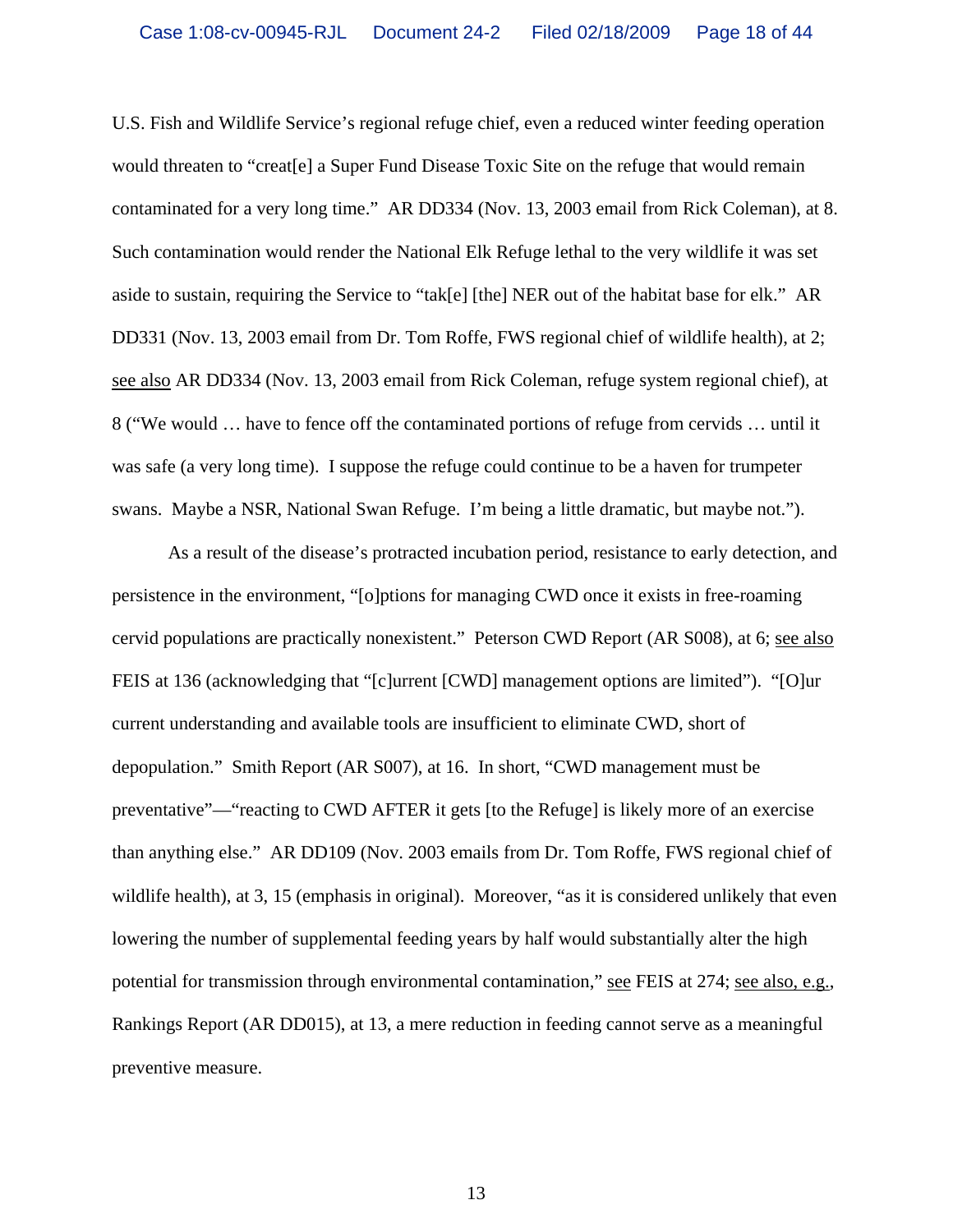U.S. Fish and Wildlife Service's regional refuge chief, even a reduced winter feeding operation would threaten to "creat[e] a Super Fund Disease Toxic Site on the refuge that would remain contaminated for a very long time." AR DD334 (Nov. 13, 2003 email from Rick Coleman), at 8. Such contamination would render the National Elk Refuge lethal to the very wildlife it was set aside to sustain, requiring the Service to "tak[e] [the] NER out of the habitat base for elk." AR DD331 (Nov. 13, 2003 email from Dr. Tom Roffe, FWS regional chief of wildlife health), at 2; see also AR DD334 (Nov. 13, 2003 email from Rick Coleman, refuge system regional chief), at 8 ("We would … have to fence off the contaminated portions of refuge from cervids … until it was safe (a very long time). I suppose the refuge could continue to be a haven for trumpeter swans. Maybe a NSR, National Swan Refuge. I'm being a little dramatic, but maybe not.").

As a result of the disease's protracted incubation period, resistance to early detection, and persistence in the environment, "[o]ptions for managing CWD once it exists in free-roaming cervid populations are practically nonexistent." Peterson CWD Report (AR S008), at 6; see also FEIS at 136 (acknowledging that "[c]urrent [CWD] management options are limited"). "[O]ur current understanding and available tools are insufficient to eliminate CWD, short of depopulation." Smith Report (AR S007), at 16. In short, "CWD management must be preventative"—"reacting to CWD AFTER it gets [to the Refuge] is likely more of an exercise than anything else." AR DD109 (Nov. 2003 emails from Dr. Tom Roffe, FWS regional chief of wildlife health), at 3, 15 (emphasis in original). Moreover, "as it is considered unlikely that even lowering the number of supplemental feeding years by half would substantially alter the high potential for transmission through environmental contamination," see FEIS at 274; see also, e.g., Rankings Report (AR DD015), at 13, a mere reduction in feeding cannot serve as a meaningful preventive measure.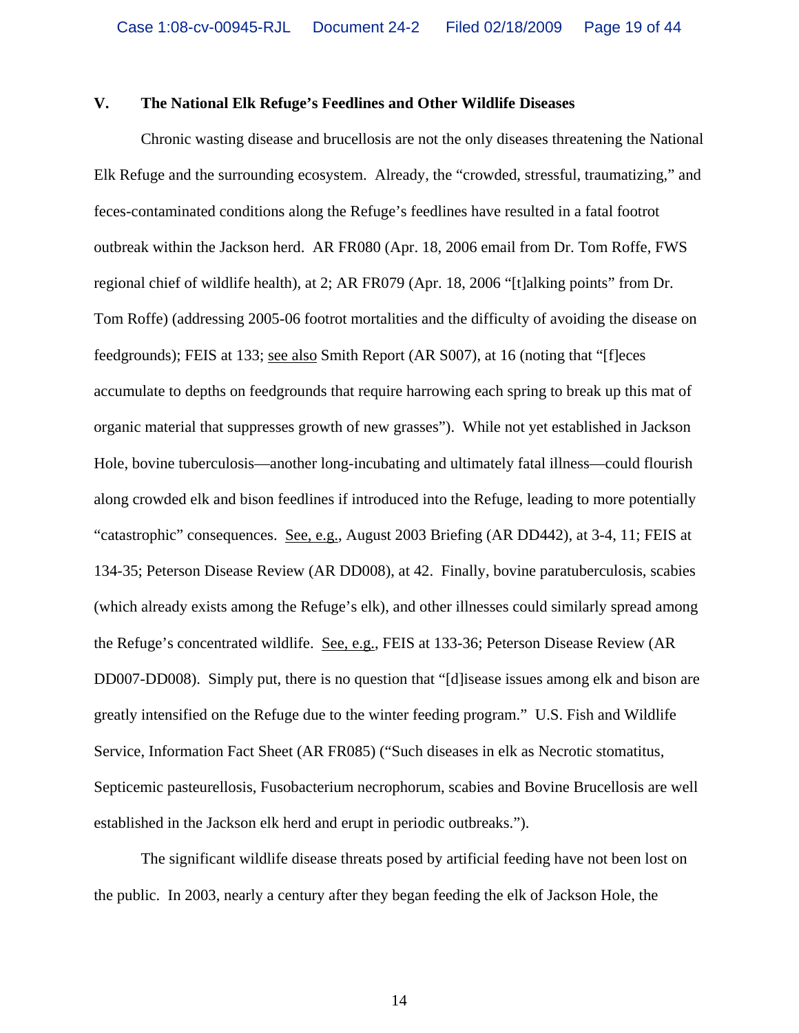### V. The National Elk Refuge's Feedlines and Other Wildlife Diseases

Chronic wasting disease and brucellosis are not the only diseases threatening the National Elk Refuge and the surrounding ecosystem. Already, the "crowded, stressful, traumatizing," and feces-contaminated conditions along the Refuge's feedlines have resulted in a fatal footrot outbreak within the Jackson herd. AR FR080 (Apr. 18, 2006 email from Dr. Tom Roffe, FWS regional chief of wildlife health), at 2; AR FR079 (Apr. 18, 2006 "[t]alking points" from Dr. Tom Roffe) (addressing 2005-06 footrot mortalities and the difficulty of avoiding the disease on feedgrounds); FEIS at 133; see also Smith Report (AR S007), at 16 (noting that "[f]eces accumulate to depths on feedgrounds that require harrowing each spring to break up this mat of organic material that suppresses growth of new grasses"). While not yet established in Jackson Hole, bovine tuberculosis—another long-incubating and ultimately fatal illness—could flourish along crowded elk and bison feedlines if introduced into the Refuge, leading to more potentially "catastrophic" consequences. See, e.g., August 2003 Briefing (AR DD442), at 3-4, 11; FEIS at 134-35; Peterson Disease Review (AR DD008), at 42. Finally, bovine paratuberculosis, scabies (which already exists among the Refuge's elk), and other illnesses could similarly spread among the Refuge's concentrated wildlife. See, e.g., FEIS at 133-36; Peterson Disease Review (AR DD007-DD008). Simply put, there is no question that "[d]isease issues among elk and bison are greatly intensified on the Refuge due to the winter feeding program." U.S. Fish and Wildlife Service, Information Fact Sheet (AR FR085) ("Such diseases in elk as Necrotic stomatitus, Septicemic pasteurellosis, Fusobacterium necrophorum, scabies and Bovine Brucellosis are well established in the Jackson elk herd and erupt in periodic outbreaks.").

The significant wildlife disease threats posed by artificial feeding have not been lost on the public. In 2003, nearly a century after they began feeding the elk of Jackson Hole, the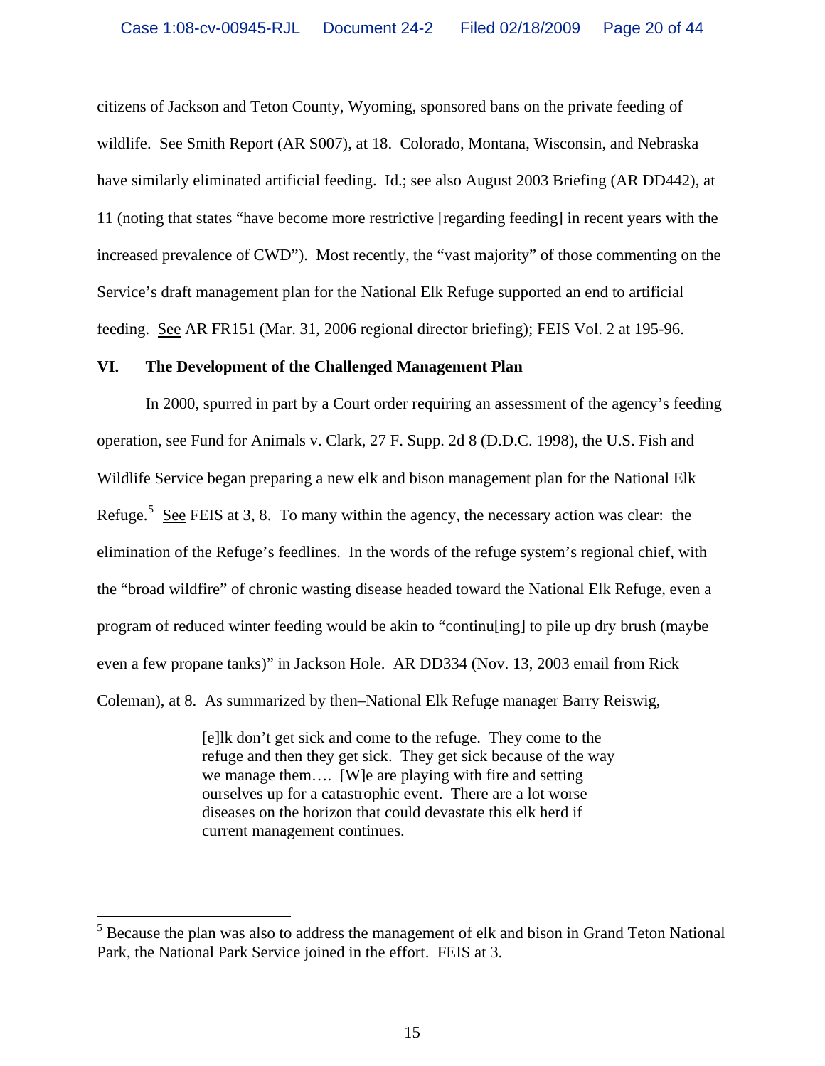citizens of Jackson and Teton County, Wyoming, sponsored bans on the private feeding of wildlife. See Smith Report (AR S007), at 18. Colorado, Montana, Wisconsin, and Nebraska have similarly eliminated artificial feeding. Id.; see also August 2003 Briefing (AR DD442), at 11 (noting that states "have become more restrictive [regarding feeding] in recent years with the increased prevalence of CWD"). Most recently, the "vast majority" of those commenting on the Service's draft management plan for the National Elk Refuge supported an end to artificial feeding. See AR FR151 (Mar. 31, 2006 regional director briefing); FEIS Vol. 2 at 195-96.

## VI. The Development of the Challenged Management Plan

In 2000, spurred in part by a Court order requiring an assessment of the agency's feeding operation, see Fund for Animals v. Clark, 27 F. Supp. 2d 8 (D.D.C. 1998), the U.S. Fish and Wildlife Service began preparing a new elk and bison management plan for the National Elk Refuge.[5] See FEIS at 3, 8. To many within the agency, the necessary action was clear: the elimination of the Refuge's feedlines. In the words of the refuge system's regional chief, with the "broad wildfire" of chronic wasting disease headed toward the National Elk Refuge, even a program of reduced winter feeding would be akin to "continu[ing] to pile up dry brush (maybe even a few propane tanks)" in Jackson Hole. AR DD334 (Nov. 13, 2003 email from Rick Coleman), at 8. As summarized by then–National Elk Refuge manager Barry Reiswig,

> [e]lk don't get sick and come to the refuge. They come to the refuge and then they get sick. They get sick because of the way we manage them…. [W]e are playing with fire and setting ourselves up for a catastrophic event. There are a lot worse diseases on the horizon that could devastate this elk herd if current management continues.

[5] Because the plan was also to address the management of elk and bison in Grand Teton National Park, the National Park Service joined in the effort. FEIS at 3.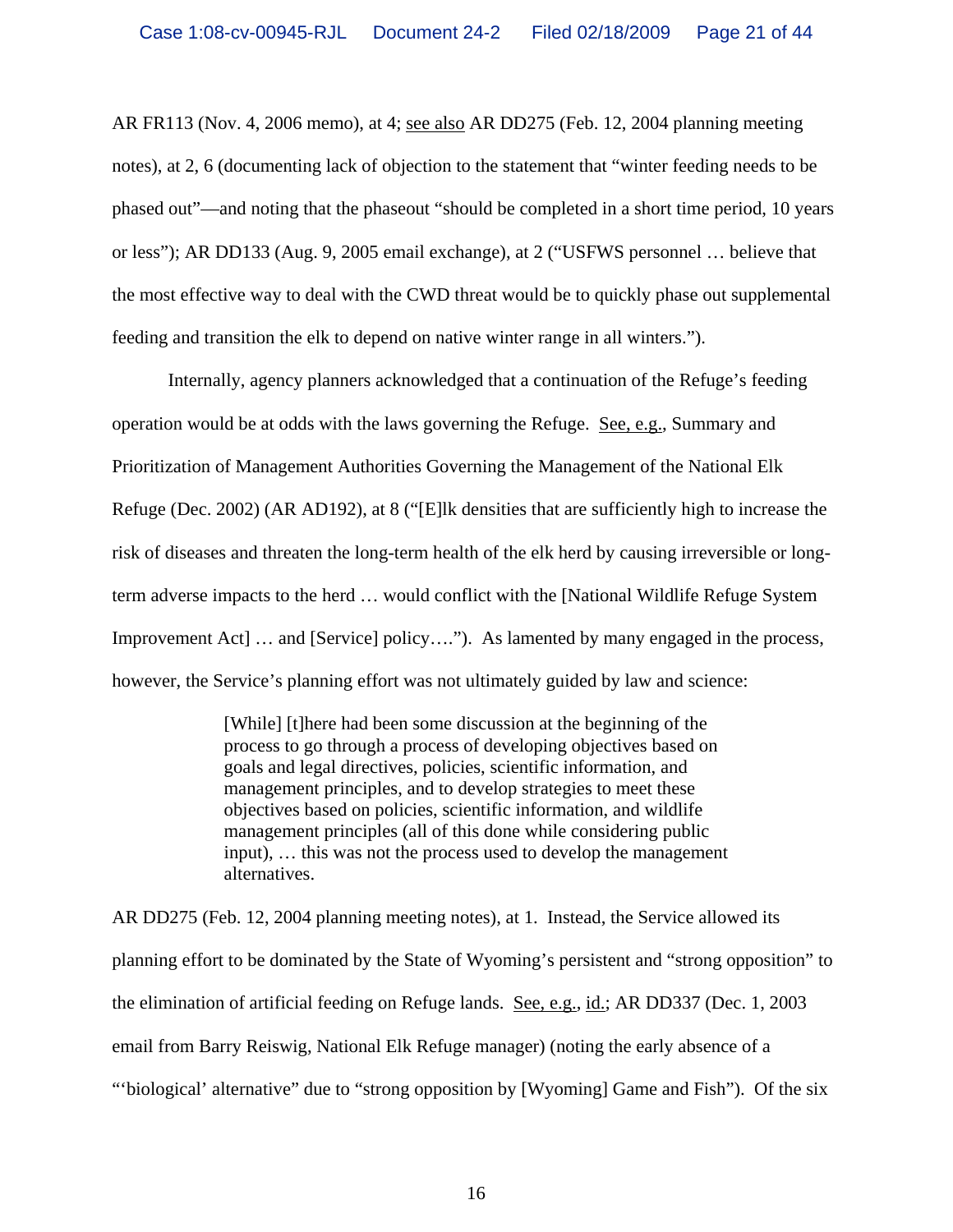AR FR113 (Nov. 4, 2006 memo), at 4; see also AR DD275 (Feb. 12, 2004 planning meeting notes), at 2, 6 (documenting lack of objection to the statement that "winter feeding needs to be phased out"—and noting that the phaseout "should be completed in a short time period, 10 years or less"); AR DD133 (Aug. 9, 2005 email exchange), at 2 ("USFWS personnel … believe that the most effective way to deal with the CWD threat would be to quickly phase out supplemental feeding and transition the elk to depend on native winter range in all winters.").

Internally, agency planners acknowledged that a continuation of the Refuge's feeding operation would be at odds with the laws governing the Refuge. See, e.g., Summary and Prioritization of Management Authorities Governing the Management of the National Elk Refuge (Dec. 2002) (AR AD192), at 8 ("[E]lk densities that are sufficiently high to increase the risk of diseases and threaten the long-term health of the elk herd by causing irreversible or long-term adverse impacts to the herd … would conflict with the [National Wildlife Refuge System Improvement Act] … and [Service] policy…."). As lamented by many engaged in the process, however, the Service's planning effort was not ultimately guided by law and science:

> [While] [t]here had been some discussion at the beginning of the process to go through a process of developing objectives based on goals and legal directives, policies, scientific information, and management principles, and to develop strategies to meet these objectives based on policies, scientific information, and wildlife management principles (all of this done while considering public input), … this was not the process used to develop the management alternatives.

AR DD275 (Feb. 12, 2004 planning meeting notes), at 1. Instead, the Service allowed its planning effort to be dominated by the State of Wyoming's persistent and "strong opposition" to the elimination of artificial feeding on Refuge lands. See, e.g., id.; AR DD337 (Dec. 1, 2003 email from Barry Reiswig, National Elk Refuge manager) (noting the early absence of a "'biological' alternative" due to "strong opposition by [Wyoming] Game and Fish"). Of the six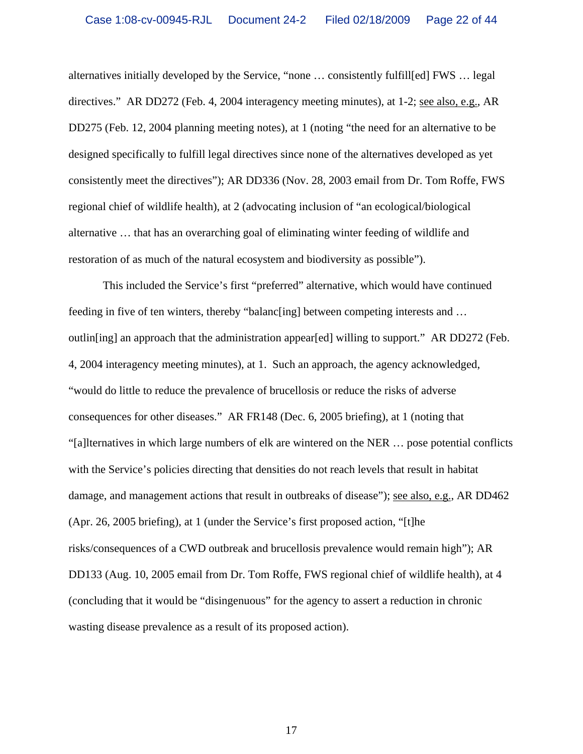alternatives initially developed by the Service, "none … consistently fulfill[ed] FWS … legal directives." AR DD272 (Feb. 4, 2004 interagency meeting minutes), at 1-2; see also, e.g., AR DD275 (Feb. 12, 2004 planning meeting notes), at 1 (noting "the need for an alternative to be designed specifically to fulfill legal directives since none of the alternatives developed as yet consistently meet the directives"); AR DD336 (Nov. 28, 2003 email from Dr. Tom Roffe, FWS regional chief of wildlife health), at 2 (advocating inclusion of "an ecological/biological alternative … that has an overarching goal of eliminating winter feeding of wildlife and restoration of as much of the natural ecosystem and biodiversity as possible").

This included the Service's first "preferred" alternative, which would have continued feeding in five of ten winters, thereby "balanc[ing] between competing interests and … outlin[ing] an approach that the administration appear[ed] willing to support." AR DD272 (Feb. 4, 2004 interagency meeting minutes), at 1. Such an approach, the agency acknowledged, "would do little to reduce the prevalence of brucellosis or reduce the risks of adverse consequences for other diseases." AR FR148 (Dec. 6, 2005 briefing), at 1 (noting that "[a]lternatives in which large numbers of elk are wintered on the NER … pose potential conflicts with the Service's policies directing that densities do not reach levels that result in habitat damage, and management actions that result in outbreaks of disease"); see also, e.g., AR DD462 (Apr. 26, 2005 briefing), at 1 (under the Service's first proposed action, "[t]he risks/consequences of a CWD outbreak and brucellosis prevalence would remain high"); AR DD133 (Aug. 10, 2005 email from Dr. Tom Roffe, FWS regional chief of wildlife health), at 4 (concluding that it would be "disingenuous" for the agency to assert a reduction in chronic wasting disease prevalence as a result of its proposed action).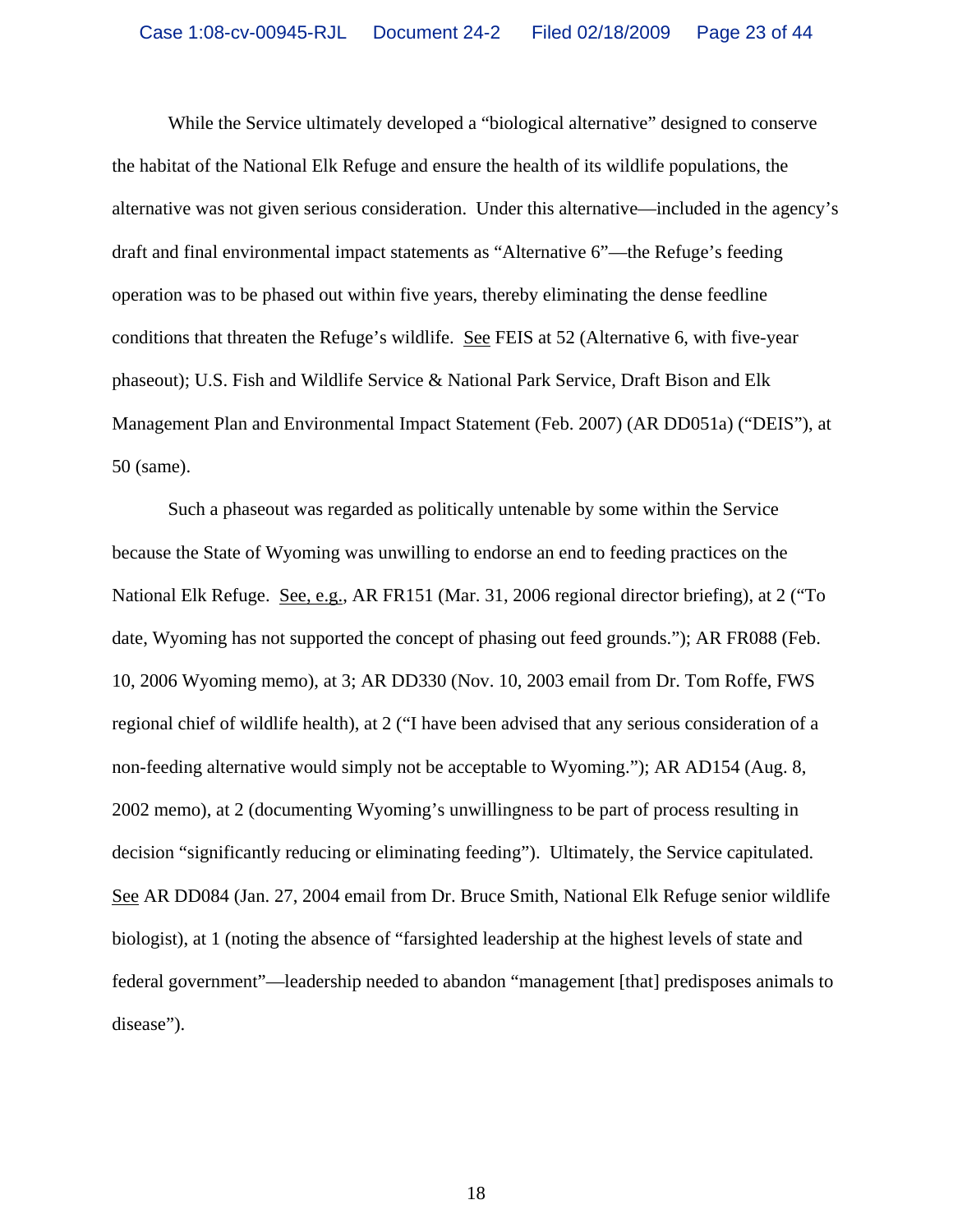While the Service ultimately developed a "biological alternative" designed to conserve the habitat of the National Elk Refuge and ensure the health of its wildlife populations, the alternative was not given serious consideration. Under this alternative—included in the agency's draft and final environmental impact statements as "Alternative 6"—the Refuge's feeding operation was to be phased out within five years, thereby eliminating the dense feedline conditions that threaten the Refuge's wildlife. See FEIS at 52 (Alternative 6, with five-year phaseout); U.S. Fish and Wildlife Service & National Park Service, Draft Bison and Elk Management Plan and Environmental Impact Statement (Feb. 2007) (AR DD051a) ("DEIS"), at 50 (same).

Such a phaseout was regarded as politically untenable by some within the Service because the State of Wyoming was unwilling to endorse an end to feeding practices on the National Elk Refuge. See, e.g., AR FR151 (Mar. 31, 2006 regional director briefing), at 2 ("To date, Wyoming has not supported the concept of phasing out feed grounds."); AR FR088 (Feb. 10, 2006 Wyoming memo), at 3; AR DD330 (Nov. 10, 2003 email from Dr. Tom Roffe, FWS regional chief of wildlife health), at 2 ("I have been advised that any serious consideration of a non-feeding alternative would simply not be acceptable to Wyoming."); AR AD154 (Aug. 8, 2002 memo), at 2 (documenting Wyoming's unwillingness to be part of process resulting in decision "significantly reducing or eliminating feeding"). Ultimately, the Service capitulated. See AR DD084 (Jan. 27, 2004 email from Dr. Bruce Smith, National Elk Refuge senior wildlife biologist), at 1 (noting the absence of "farsighted leadership at the highest levels of state and federal government"—leadership needed to abandon "management [that] predisposes animals to disease").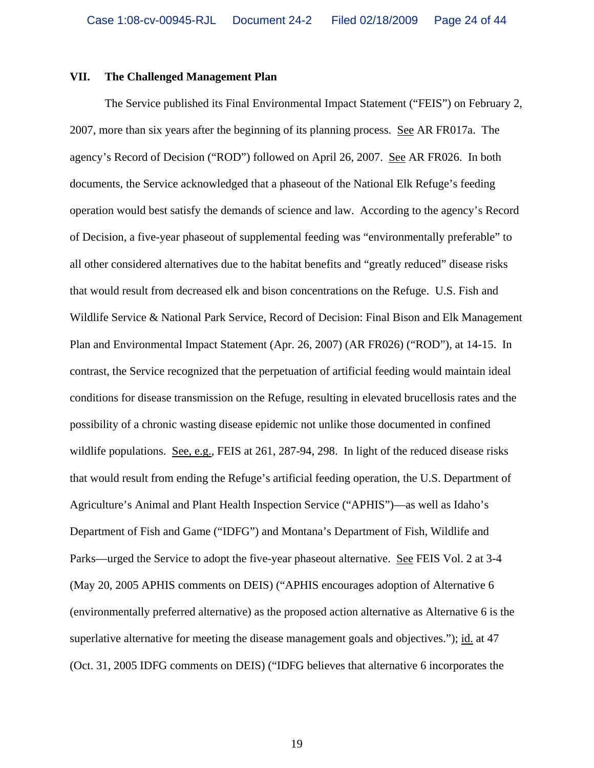## VII. The Challenged Management Plan

The Service published its Final Environmental Impact Statement ("FEIS") on February 2, 2007, more than six years after the beginning of its planning process. See AR FR017a. The agency's Record of Decision ("ROD") followed on April 26, 2007. See AR FR026. In both documents, the Service acknowledged that a phaseout of the National Elk Refuge's feeding operation would best satisfy the demands of science and law. According to the agency's Record of Decision, a five-year phaseout of supplemental feeding was "environmentally preferable" to all other considered alternatives due to the habitat benefits and "greatly reduced" disease risks that would result from decreased elk and bison concentrations on the Refuge. U.S. Fish and Wildlife Service & National Park Service, Record of Decision: Final Bison and Elk Management Plan and Environmental Impact Statement (Apr. 26, 2007) (AR FR026) ("ROD"), at 14-15. In contrast, the Service recognized that the perpetuation of artificial feeding would maintain ideal conditions for disease transmission on the Refuge, resulting in elevated brucellosis rates and the possibility of a chronic wasting disease epidemic not unlike those documented in confined wildlife populations. See, e.g., FEIS at 261, 287-94, 298. In light of the reduced disease risks that would result from ending the Refuge's artificial feeding operation, the U.S. Department of Agriculture's Animal and Plant Health Inspection Service ("APHIS")—as well as Idaho's Department of Fish and Game ("IDFG") and Montana's Department of Fish, Wildlife and Parks—urged the Service to adopt the five-year phaseout alternative. See FEIS Vol. 2 at 3-4 (May 20, 2005 APHIS comments on DEIS) ("APHIS encourages adoption of Alternative 6 (environmentally preferred alternative) as the proposed action alternative as Alternative 6 is the superlative alternative for meeting the disease management goals and objectives."); id. at 47 (Oct. 31, 2005 IDFG comments on DEIS) ("IDFG believes that alternative 6 incorporates the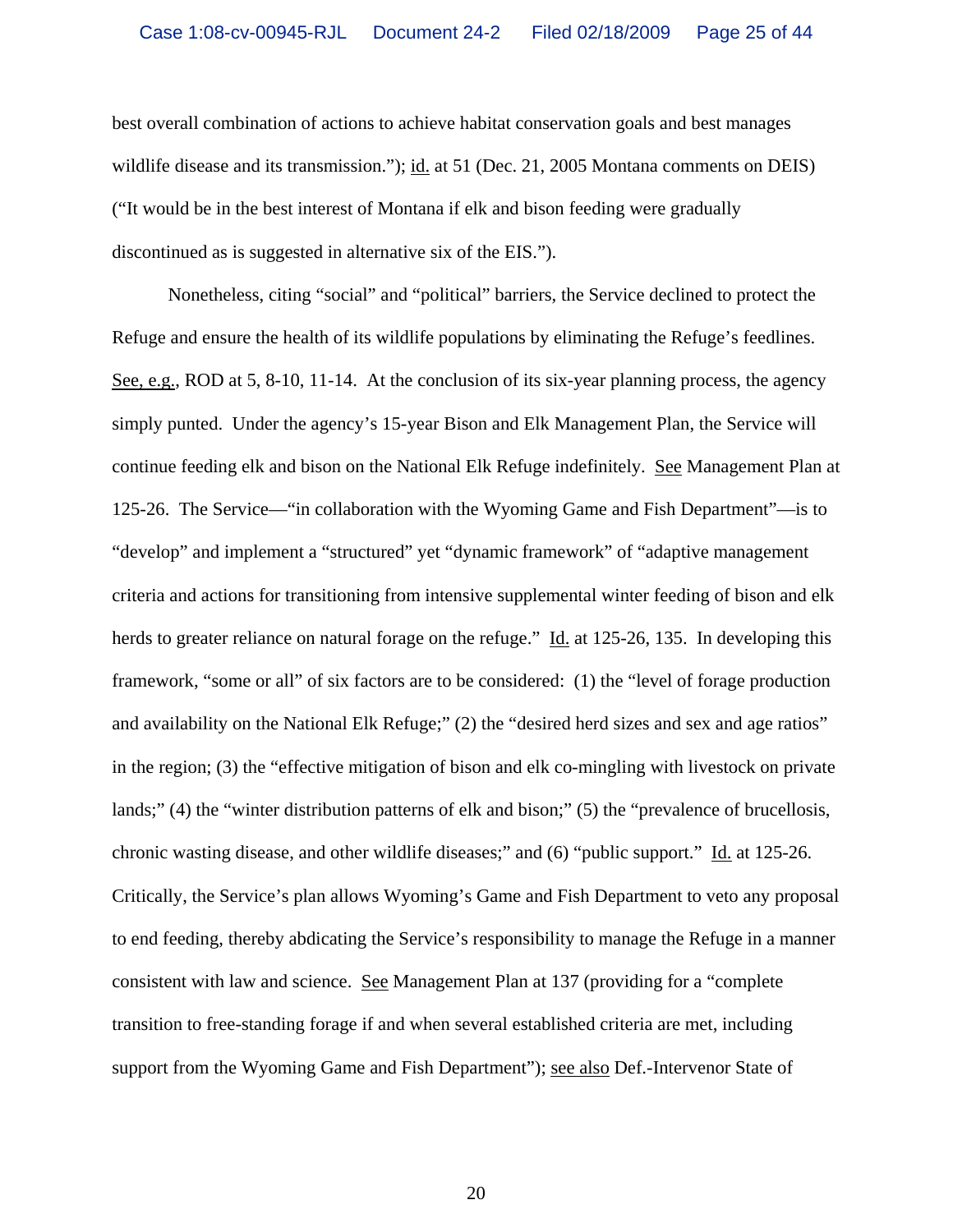best overall combination of actions to achieve habitat conservation goals and best manages wildlife disease and its transmission."); id. at 51 (Dec. 21, 2005 Montana comments on DEIS) ("It would be in the best interest of Montana if elk and bison feeding were gradually discontinued as is suggested in alternative six of the EIS.").

Nonetheless, citing "social" and "political" barriers, the Service declined to protect the Refuge and ensure the health of its wildlife populations by eliminating the Refuge's feedlines. See, e.g., ROD at 5, 8-10, 11-14. At the conclusion of its six-year planning process, the agency simply punted. Under the agency's 15-year Bison and Elk Management Plan, the Service will continue feeding elk and bison on the National Elk Refuge indefinitely. See Management Plan at 125-26. The Service—"in collaboration with the Wyoming Game and Fish Department"—is to "develop" and implement a "structured" yet "dynamic framework" of "adaptive management criteria and actions for transitioning from intensive supplemental winter feeding of bison and elk herds to greater reliance on natural forage on the refuge." Id. at 125-26, 135. In developing this framework, "some or all" of six factors are to be considered: (1) the "level of forage production and availability on the National Elk Refuge;" (2) the "desired herd sizes and sex and age ratios" in the region; (3) the "effective mitigation of bison and elk co-mingling with livestock on private lands;" (4) the "winter distribution patterns of elk and bison;" (5) the "prevalence of brucellosis, chronic wasting disease, and other wildlife diseases;" and (6) "public support." Id. at 125-26. Critically, the Service's plan allows Wyoming's Game and Fish Department to veto any proposal to end feeding, thereby abdicating the Service's responsibility to manage the Refuge in a manner consistent with law and science. See Management Plan at 137 (providing for a "complete transition to free-standing forage if and when several established criteria are met, including support from the Wyoming Game and Fish Department"); see also Def.-Intervenor State of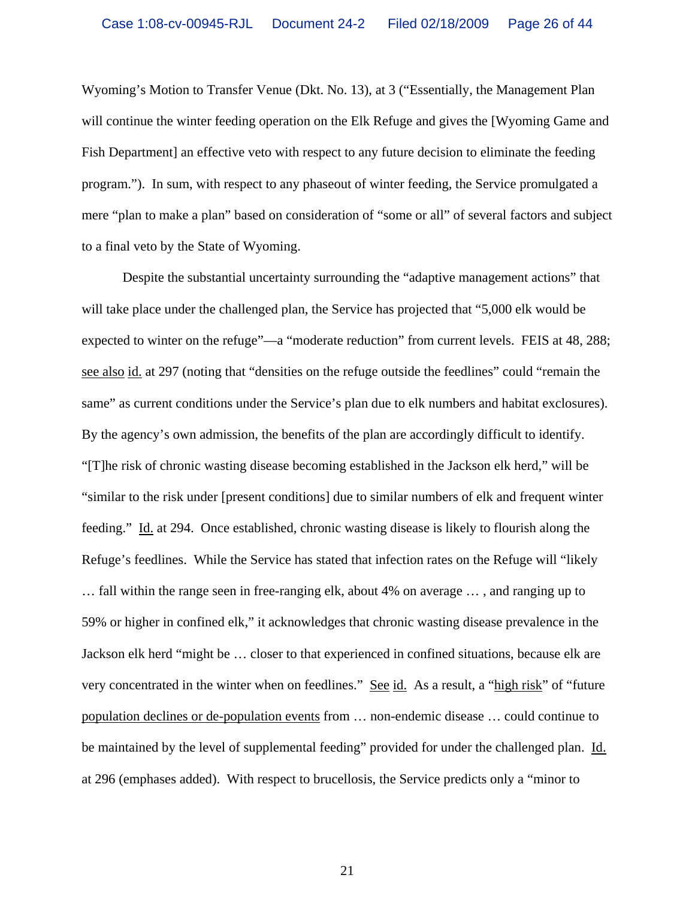Wyoming's Motion to Transfer Venue (Dkt. No. 13), at 3 ("Essentially, the Management Plan will continue the winter feeding operation on the Elk Refuge and gives the [Wyoming Game and Fish Department] an effective veto with respect to any future decision to eliminate the feeding program."). In sum, with respect to any phaseout of winter feeding, the Service promulgated a mere "plan to make a plan" based on consideration of "some or all" of several factors and subject to a final veto by the State of Wyoming.

Despite the substantial uncertainty surrounding the "adaptive management actions" that will take place under the challenged plan, the Service has projected that "5,000 elk would be expected to winter on the refuge"—a "moderate reduction" from current levels. FEIS at 48, 288; see also id. at 297 (noting that "densities on the refuge outside the feedlines" could "remain the same" as current conditions under the Service's plan due to elk numbers and habitat exclosures). By the agency's own admission, the benefits of the plan are accordingly difficult to identify. "[T]he risk of chronic wasting disease becoming established in the Jackson elk herd," will be "similar to the risk under [present conditions] due to similar numbers of elk and frequent winter feeding." Id. at 294. Once established, chronic wasting disease is likely to flourish along the Refuge's feedlines. While the Service has stated that infection rates on the Refuge will "likely … fall within the range seen in free-ranging elk, about 4% on average … , and ranging up to 59% or higher in confined elk," it acknowledges that chronic wasting disease prevalence in the Jackson elk herd "might be … closer to that experienced in confined situations, because elk are very concentrated in the winter when on feedlines." See id. As a result, a "high risk" of "future population declines or de-population events from … non-endemic disease … could continue to be maintained by the level of supplemental feeding" provided for under the challenged plan. Id. at 296 (emphases added). With respect to brucellosis, the Service predicts only a "minor to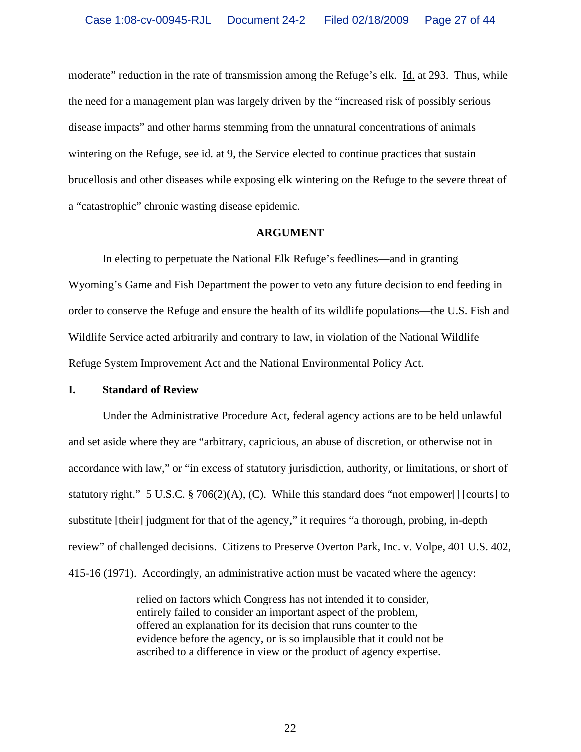moderate" reduction in the rate of transmission among the Refuge's elk. Id. at 293. Thus, while the need for a management plan was largely driven by the "increased risk of possibly serious disease impacts" and other harms stemming from the unnatural concentrations of animals wintering on the Refuge, see id. at 9, the Service elected to continue practices that sustain brucellosis and other diseases while exposing elk wintering on the Refuge to the severe threat of a "catastrophic" chronic wasting disease epidemic.

**ARGUMENT**

In electing to perpetuate the National Elk Refuge's feedlines—and in granting Wyoming's Game and Fish Department the power to veto any future decision to end feeding in order to conserve the Refuge and ensure the health of its wildlife populations—the U.S. Fish and Wildlife Service acted arbitrarily and contrary to law, in violation of the National Wildlife Refuge System Improvement Act and the National Environmental Policy Act.

## I. Standard of Review

Under the Administrative Procedure Act, federal agency actions are to be held unlawful and set aside where they are "arbitrary, capricious, an abuse of discretion, or otherwise not in accordance with law," or "in excess of statutory jurisdiction, authority, or limitations, or short of statutory right." 5 U.S.C. § 706(2)(A), (C). While this standard does "not empower[] [courts] to substitute [their] judgment for that of the agency," it requires "a thorough, probing, in-depth review" of challenged decisions. Citizens to Preserve Overton Park, Inc. v. Volpe, 401 U.S. 402, 415-16 (1971). Accordingly, an administrative action must be vacated where the agency:

> relied on factors which Congress has not intended it to consider, entirely failed to consider an important aspect of the problem, offered an explanation for its decision that runs counter to the evidence before the agency, or is so implausible that it could not be ascribed to a difference in view or the product of agency expertise.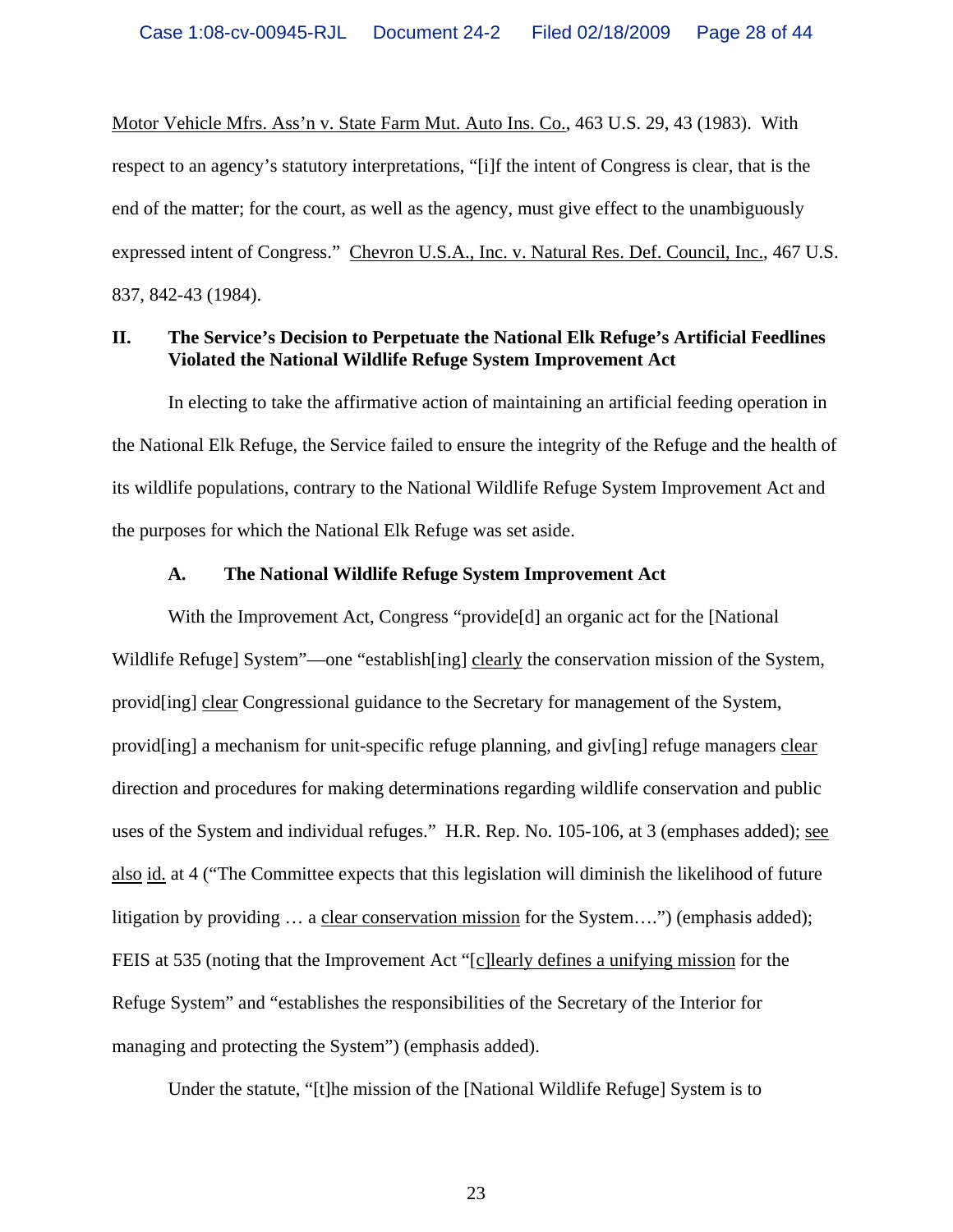Motor Vehicle Mfrs. Ass'n v. State Farm Mut. Auto Ins. Co., 463 U.S. 29, 43 (1983). With respect to an agency's statutory interpretations, "[i]f the intent of Congress is clear, that is the end of the matter; for the court, as well as the agency, must give effect to the unambiguously expressed intent of Congress." Chevron U.S.A., Inc. v. Natural Res. Def. Council, Inc., 467 U.S. 837, 842-43 (1984).

## II. The Service's Decision to Perpetuate the National Elk Refuge's Artificial Feedlines Violated the National Wildlife Refuge System Improvement Act

In electing to take the affirmative action of maintaining an artificial feeding operation in the National Elk Refuge, the Service failed to ensure the integrity of the Refuge and the health of its wildlife populations, contrary to the National Wildlife Refuge System Improvement Act and the purposes for which the National Elk Refuge was set aside.

### A. The National Wildlife Refuge System Improvement Act

With the Improvement Act, Congress "provide[d] an organic act for the [National Wildlife Refuge] System"—one "establish[ing] clearly the conservation mission of the System, provid[ing] clear Congressional guidance to the Secretary for management of the System, provid[ing] a mechanism for unit-specific refuge planning, and giv[ing] refuge managers clear direction and procedures for making determinations regarding wildlife conservation and public uses of the System and individual refuges." H.R. Rep. No. 105-106, at 3 (emphases added); see also id. at 4 ("The Committee expects that this legislation will diminish the likelihood of future litigation by providing … a clear conservation mission for the System….") (emphasis added); FEIS at 535 (noting that the Improvement Act "[c]learly defines a unifying mission for the Refuge System" and "establishes the responsibilities of the Secretary of the Interior for managing and protecting the System") (emphasis added).

Under the statute, "[t]he mission of the [National Wildlife Refuge] System is to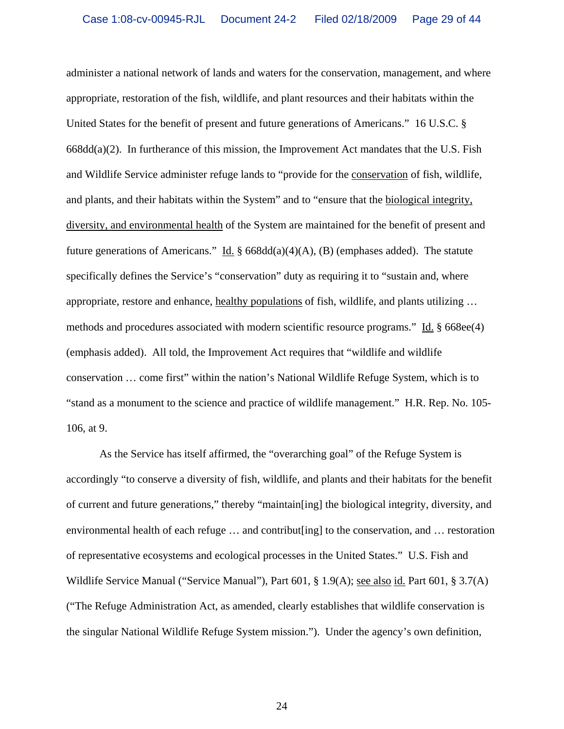administer a national network of lands and waters for the conservation, management, and where appropriate, restoration of the fish, wildlife, and plant resources and their habitats within the United States for the benefit of present and future generations of Americans." 16 U.S.C. § 668dd(a)(2). In furtherance of this mission, the Improvement Act mandates that the U.S. Fish and Wildlife Service administer refuge lands to "provide for the <u>conservation</u> of fish, wildlife, and plants, and their habitats within the System" and to "ensure that the <u>biological integrity, diversity, and environmental health</u> of the System are maintained for the benefit of present and future generations of Americans." <u>Id.</u> § 668dd(a)(4)(A), (B) (emphases added). The statute specifically defines the Service's "conservation" duty as requiring it to "sustain and, where appropriate, restore and enhance, <u>healthy populations</u> of fish, wildlife, and plants utilizing … methods and procedures associated with modern scientific resource programs." <u>Id.</u> § 668ee(4) (emphasis added). All told, the Improvement Act requires that "wildlife and wildlife conservation … come first" within the nation's National Wildlife Refuge System, which is to "stand as a monument to the science and practice of wildlife management." H.R. Rep. No. 105-106, at 9.

As the Service has itself affirmed, the "overarching goal" of the Refuge System is accordingly "to conserve a diversity of fish, wildlife, and plants and their habitats for the benefit of current and future generations," thereby "maintain[ing] the biological integrity, diversity, and environmental health of each refuge … and contribut[ing] to the conservation, and … restoration of representative ecosystems and ecological processes in the United States." U.S. Fish and Wildlife Service Manual ("Service Manual"), Part 601, § 1.9(A); <u>see also</u> <u>id.</u> Part 601, § 3.7(A) ("The Refuge Administration Act, as amended, clearly establishes that wildlife conservation is the singular National Wildlife Refuge System mission."). Under the agency's own definition,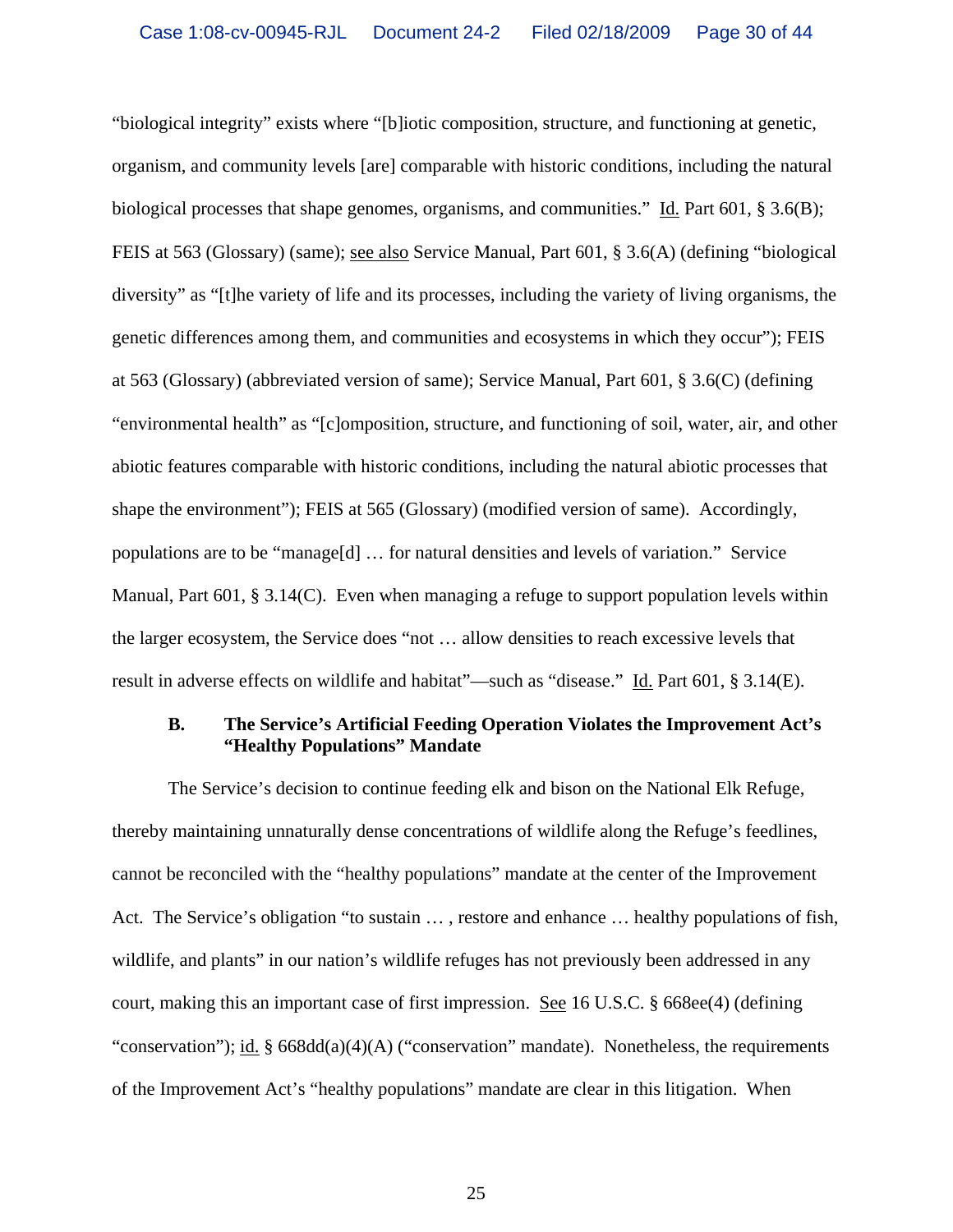"biological integrity" exists where "[b]iotic composition, structure, and functioning at genetic, organism, and community levels [are] comparable with historic conditions, including the natural biological processes that shape genomes, organisms, and communities." Id. Part 601, § 3.6(B); FEIS at 563 (Glossary) (same); see also Service Manual, Part 601, § 3.6(A) (defining "biological diversity" as "[t]he variety of life and its processes, including the variety of living organisms, the genetic differences among them, and communities and ecosystems in which they occur"); FEIS at 563 (Glossary) (abbreviated version of same); Service Manual, Part 601, § 3.6(C) (defining "environmental health" as "[c]omposition, structure, and functioning of soil, water, air, and other abiotic features comparable with historic conditions, including the natural abiotic processes that shape the environment"); FEIS at 565 (Glossary) (modified version of same). Accordingly, populations are to be "manage[d] … for natural densities and levels of variation." Service Manual, Part 601, § 3.14(C). Even when managing a refuge to support population levels within the larger ecosystem, the Service does "not … allow densities to reach excessive levels that result in adverse effects on wildlife and habitat"—such as "disease." Id. Part 601, § 3.14(E).

### B. The Service's Artificial Feeding Operation Violates the Improvement Act's "Healthy Populations" Mandate

The Service's decision to continue feeding elk and bison on the National Elk Refuge, thereby maintaining unnaturally dense concentrations of wildlife along the Refuge's feedlines, cannot be reconciled with the "healthy populations" mandate at the center of the Improvement Act. The Service's obligation "to sustain … , restore and enhance … healthy populations of fish, wildlife, and plants" in our nation's wildlife refuges has not previously been addressed in any court, making this an important case of first impression. See 16 U.S.C. § 668ee(4) (defining "conservation"); id. § 668dd(a)(4)(A) ("conservation" mandate). Nonetheless, the requirements of the Improvement Act's "healthy populations" mandate are clear in this litigation. When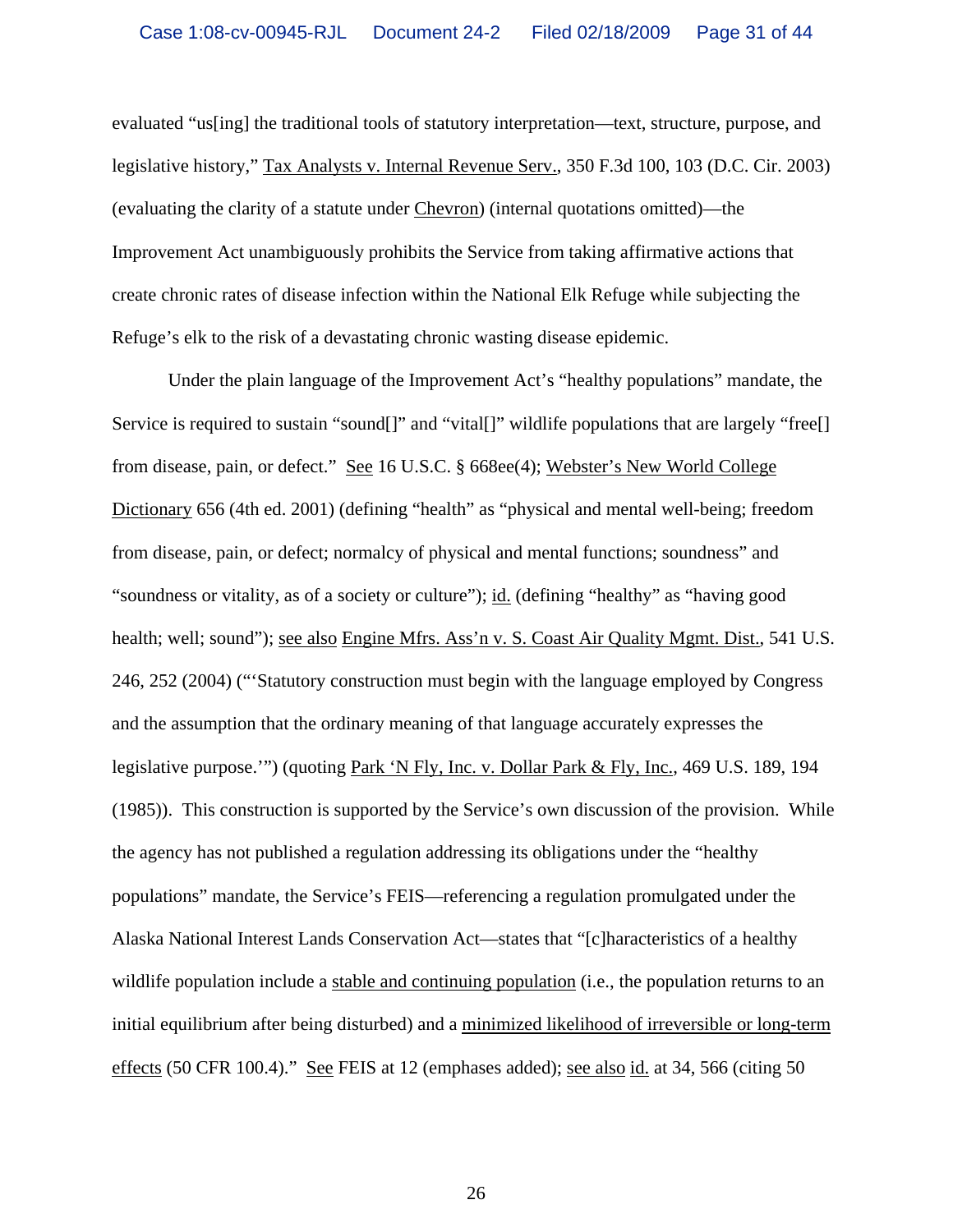evaluated "us[ing] the traditional tools of statutory interpretation—text, structure, purpose, and legislative history," Tax Analysts v. Internal Revenue Serv., 350 F.3d 100, 103 (D.C. Cir. 2003) (evaluating the clarity of a statute under Chevron) (internal quotations omitted)—the Improvement Act unambiguously prohibits the Service from taking affirmative actions that create chronic rates of disease infection within the National Elk Refuge while subjecting the Refuge's elk to the risk of a devastating chronic wasting disease epidemic.

Under the plain language of the Improvement Act's "healthy populations" mandate, the Service is required to sustain "sound[]" and "vital[]" wildlife populations that are largely "free[] from disease, pain, or defect." See 16 U.S.C. § 668ee(4); Webster's New World College Dictionary 656 (4th ed. 2001) (defining "health" as "physical and mental well-being; freedom from disease, pain, or defect; normalcy of physical and mental functions; soundness" and "soundness or vitality, as of a society or culture"); id. (defining "healthy" as "having good health; well; sound"); see also Engine Mfrs. Ass'n v. S. Coast Air Quality Mgmt. Dist., 541 U.S. 246, 252 (2004) ("'Statutory construction must begin with the language employed by Congress and the assumption that the ordinary meaning of that language accurately expresses the legislative purpose.'") (quoting Park 'N Fly, Inc. v. Dollar Park & Fly, Inc., 469 U.S. 189, 194 (1985)). This construction is supported by the Service's own discussion of the provision. While the agency has not published a regulation addressing its obligations under the "healthy populations" mandate, the Service's FEIS—referencing a regulation promulgated under the Alaska National Interest Lands Conservation Act—states that "[c]haracteristics of a healthy wildlife population include a stable and continuing population (i.e., the population returns to an initial equilibrium after being disturbed) and a minimized likelihood of irreversible or long-term effects (50 CFR 100.4)." See FEIS at 12 (emphases added); see also id. at 34, 566 (citing 50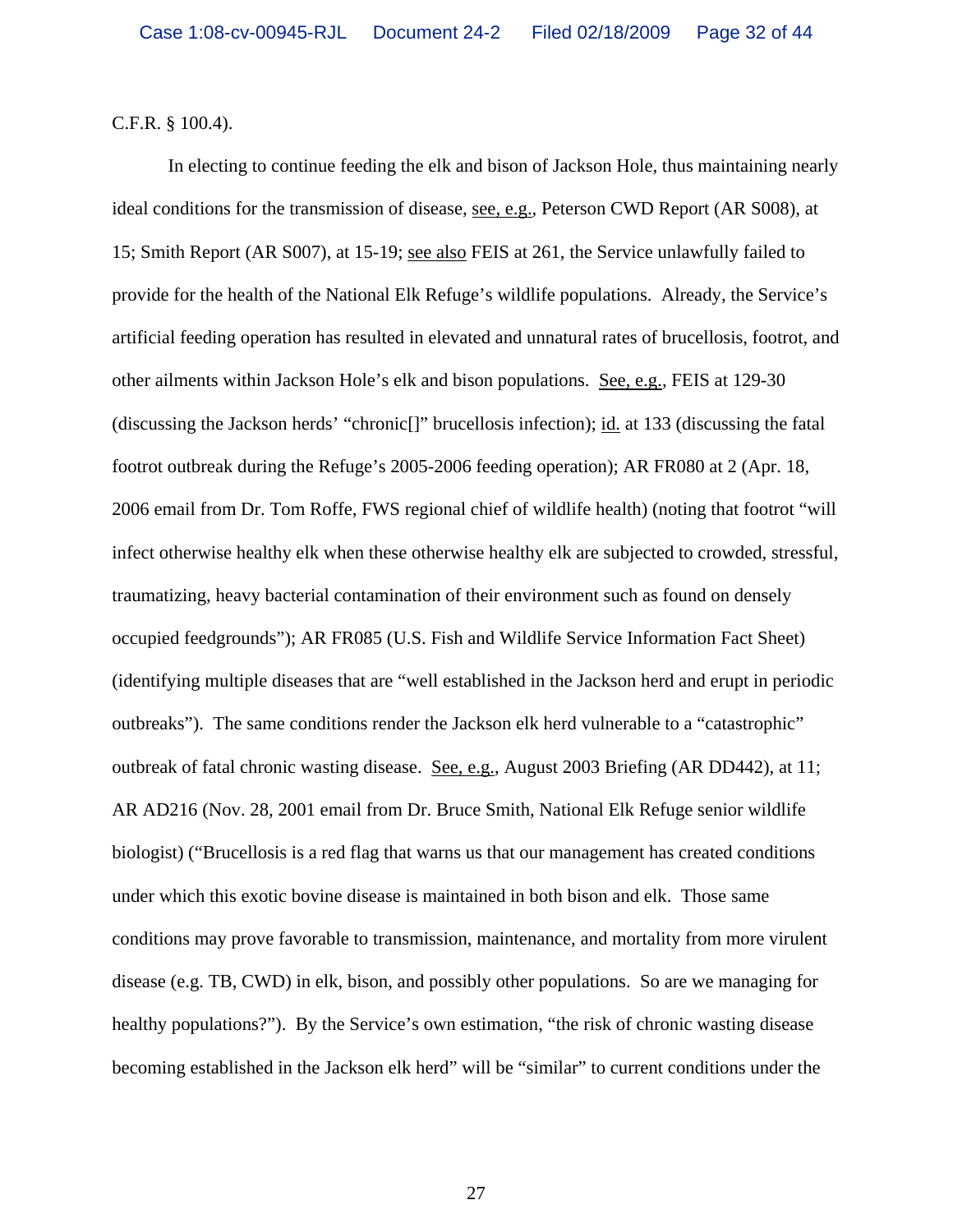C.F.R. § 100.4).

In electing to continue feeding the elk and bison of Jackson Hole, thus maintaining nearly ideal conditions for the transmission of disease, see, e.g., Peterson CWD Report (AR S008), at 15; Smith Report (AR S007), at 15-19; see also FEIS at 261, the Service unlawfully failed to provide for the health of the National Elk Refuge's wildlife populations. Already, the Service's artificial feeding operation has resulted in elevated and unnatural rates of brucellosis, footrot, and other ailments within Jackson Hole's elk and bison populations. See, e.g., FEIS at 129-30 (discussing the Jackson herds' "chronic[]" brucellosis infection); id. at 133 (discussing the fatal footrot outbreak during the Refuge's 2005-2006 feeding operation); AR FR080 at 2 (Apr. 18, 2006 email from Dr. Tom Roffe, FWS regional chief of wildlife health) (noting that footrot "will infect otherwise healthy elk when these otherwise healthy elk are subjected to crowded, stressful, traumatizing, heavy bacterial contamination of their environment such as found on densely occupied feedgrounds"); AR FR085 (U.S. Fish and Wildlife Service Information Fact Sheet) (identifying multiple diseases that are "well established in the Jackson herd and erupt in periodic outbreaks"). The same conditions render the Jackson elk herd vulnerable to a "catastrophic" outbreak of fatal chronic wasting disease. See, e.g., August 2003 Briefing (AR DD442), at 11; AR AD216 (Nov. 28, 2001 email from Dr. Bruce Smith, National Elk Refuge senior wildlife biologist) ("Brucellosis is a red flag that warns us that our management has created conditions under which this exotic bovine disease is maintained in both bison and elk. Those same conditions may prove favorable to transmission, maintenance, and mortality from more virulent disease (e.g. TB, CWD) in elk, bison, and possibly other populations. So are we managing for healthy populations?"). By the Service's own estimation, "the risk of chronic wasting disease becoming established in the Jackson elk herd" will be "similar" to current conditions under the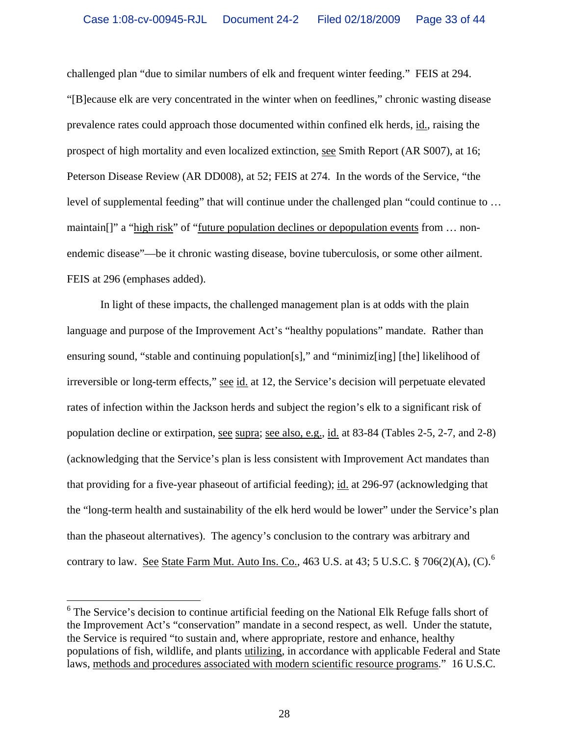challenged plan "due to similar numbers of elk and frequent winter feeding." FEIS at 294. "[B]ecause elk are very concentrated in the winter when on feedlines," chronic wasting disease prevalence rates could approach those documented within confined elk herds, id., raising the prospect of high mortality and even localized extinction, see Smith Report (AR S007), at 16; Peterson Disease Review (AR DD008), at 52; FEIS at 274. In the words of the Service, "the level of supplemental feeding" that will continue under the challenged plan "could continue to … maintain[]" a "high risk" of "future population declines or depopulation events from … non-endemic disease"—be it chronic wasting disease, bovine tuberculosis, or some other ailment. FEIS at 296 (emphases added).

In light of these impacts, the challenged management plan is at odds with the plain language and purpose of the Improvement Act's "healthy populations" mandate. Rather than ensuring sound, "stable and continuing population[s]," and "minimiz[ing] [the] likelihood of irreversible or long-term effects," see id. at 12, the Service's decision will perpetuate elevated rates of infection within the Jackson herds and subject the region's elk to a significant risk of population decline or extirpation, see supra; see also, e.g., id. at 83-84 (Tables 2-5, 2-7, and 2-8) (acknowledging that the Service's plan is less consistent with Improvement Act mandates than that providing for a five-year phaseout of artificial feeding); id. at 296-97 (acknowledging that the "long-term health and sustainability of the elk herd would be lower" under the Service's plan than the phaseout alternatives). The agency's conclusion to the contrary was arbitrary and contrary to law. See State Farm Mut. Auto Ins. Co., 463 U.S. at 43; 5 U.S.C. § 706(2)(A), (C).[6]

---

[6] The Service's decision to continue artificial feeding on the National Elk Refuge falls short of the Improvement Act's "conservation" mandate in a second respect, as well. Under the statute, the Service is required "to sustain and, where appropriate, restore and enhance, healthy populations of fish, wildlife, and plants utilizing, in accordance with applicable Federal and State laws, methods and procedures associated with modern scientific resource programs." 16 U.S.C.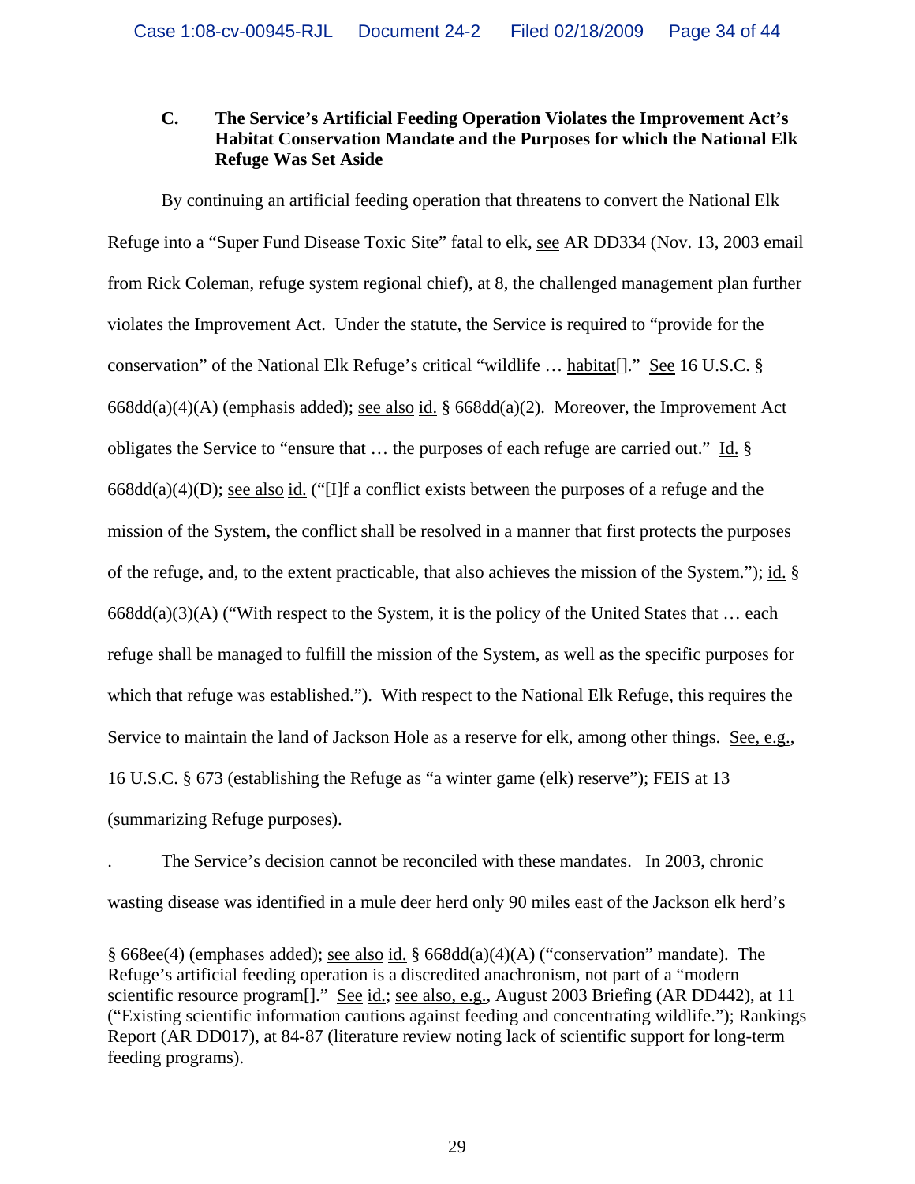### C. The Service's Artificial Feeding Operation Violates the Improvement Act's Habitat Conservation Mandate and the Purposes for which the National Elk Refuge Was Set Aside

By continuing an artificial feeding operation that threatens to convert the National Elk Refuge into a "Super Fund Disease Toxic Site" fatal to elk, see AR DD334 (Nov. 13, 2003 email from Rick Coleman, refuge system regional chief), at 8, the challenged management plan further violates the Improvement Act. Under the statute, the Service is required to "provide for the conservation" of the National Elk Refuge's critical "wildlife … habitat[]." See 16 U.S.C. § 668dd(a)(4)(A) (emphasis added); see also id. § 668dd(a)(2). Moreover, the Improvement Act obligates the Service to "ensure that … the purposes of each refuge are carried out." Id. § 668dd(a)(4)(D); see also id. ("[I]f a conflict exists between the purposes of a refuge and the mission of the System, the conflict shall be resolved in a manner that first protects the purposes of the refuge, and, to the extent practicable, that also achieves the mission of the System."); id. § 668dd(a)(3)(A) ("With respect to the System, it is the policy of the United States that … each refuge shall be managed to fulfill the mission of the System, as well as the specific purposes for which that refuge was established."). With respect to the National Elk Refuge, this requires the Service to maintain the land of Jackson Hole as a reserve for elk, among other things. See, e.g., 16 U.S.C. § 673 (establishing the Refuge as "a winter game (elk) reserve"); FEIS at 13 (summarizing Refuge purposes).

. The Service's decision cannot be reconciled with these mandates. In 2003, chronic wasting disease was identified in a mule deer herd only 90 miles east of the Jackson elk herd's

---

§ 668ee(4) (emphases added); see also id. § 668dd(a)(4)(A) ("conservation" mandate). The Refuge's artificial feeding operation is a discredited anachronism, not part of a "modern scientific resource program[]." See id.; see also, e.g., August 2003 Briefing (AR DD442), at 11 ("Existing scientific information cautions against feeding and concentrating wildlife."); Rankings Report (AR DD017), at 84-87 (literature review noting lack of scientific support for long-term feeding programs).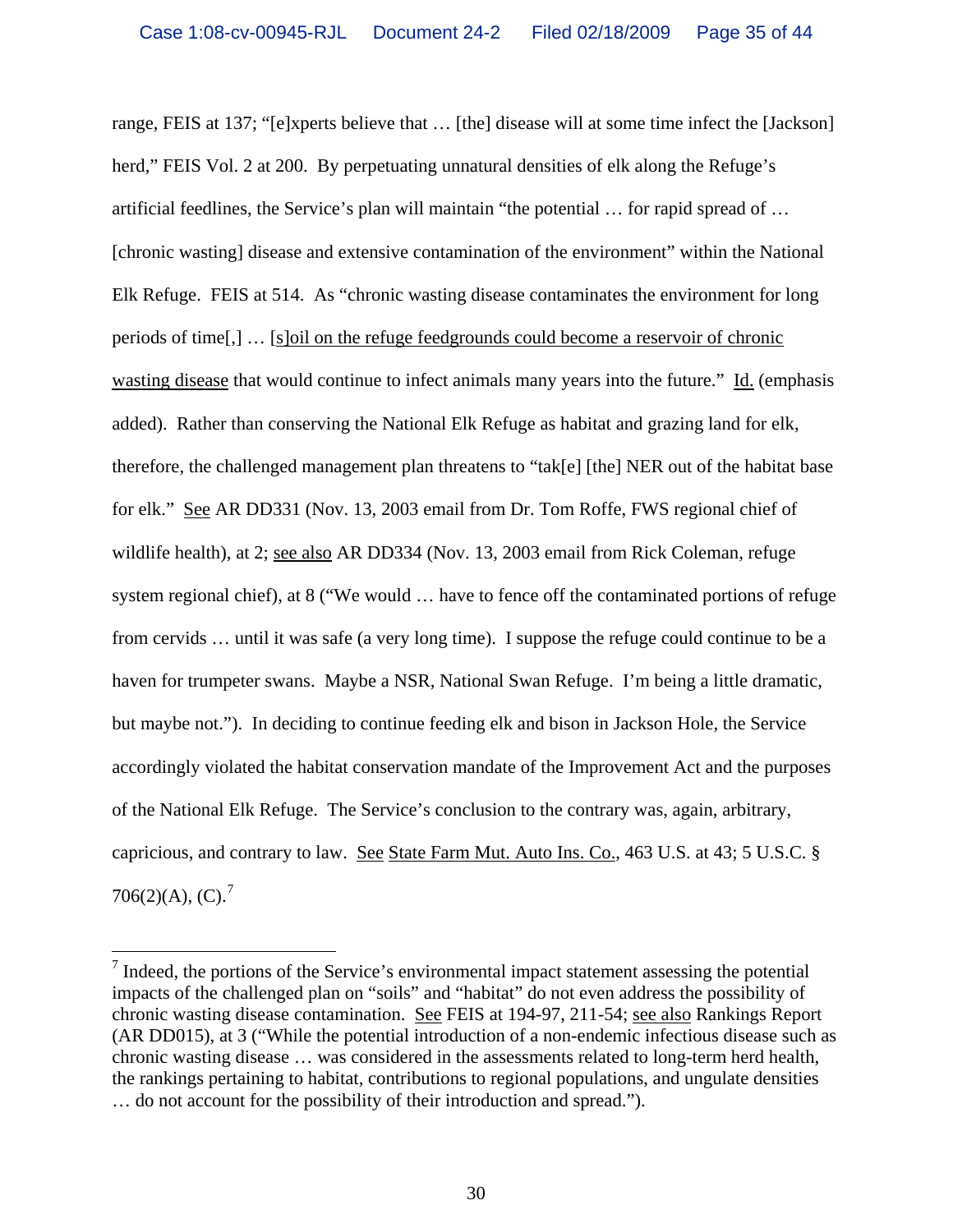range, FEIS at 137; "[e]xperts believe that … [the] disease will at some time infect the [Jackson] herd," FEIS Vol. 2 at 200. By perpetuating unnatural densities of elk along the Refuge's artificial feedlines, the Service's plan will maintain "the potential … for rapid spread of … [chronic wasting] disease and extensive contamination of the environment" within the National Elk Refuge. FEIS at 514. As "chronic wasting disease contaminates the environment for long periods of time[,] … [s]oil on the refuge feedgrounds could become a reservoir of chronic wasting disease that would continue to infect animals many years into the future." Id. (emphasis added). Rather than conserving the National Elk Refuge as habitat and grazing land for elk, therefore, the challenged management plan threatens to "tak[e] [the] NER out of the habitat base for elk." See AR DD331 (Nov. 13, 2003 email from Dr. Tom Roffe, FWS regional chief of wildlife health), at 2; see also AR DD334 (Nov. 13, 2003 email from Rick Coleman, refuge system regional chief), at 8 ("We would … have to fence off the contaminated portions of refuge from cervids … until it was safe (a very long time). I suppose the refuge could continue to be a haven for trumpeter swans. Maybe a NSR, National Swan Refuge. I'm being a little dramatic, but maybe not."). In deciding to continue feeding elk and bison in Jackson Hole, the Service accordingly violated the habitat conservation mandate of the Improvement Act and the purposes of the National Elk Refuge. The Service's conclusion to the contrary was, again, arbitrary, capricious, and contrary to law. See State Farm Mut. Auto Ins. Co., 463 U.S. at 43; 5 U.S.C. § 706(2)(A), (C).[7]

[7] Indeed, the portions of the Service's environmental impact statement assessing the potential impacts of the challenged plan on "soils" and "habitat" do not even address the possibility of chronic wasting disease contamination. See FEIS at 194-97, 211-54; see also Rankings Report (AR DD015), at 3 ("While the potential introduction of a non-endemic infectious disease such as chronic wasting disease … was considered in the assessments related to long-term herd health, the rankings pertaining to habitat, contributions to regional populations, and ungulate densities … do not account for the possibility of their introduction and spread.").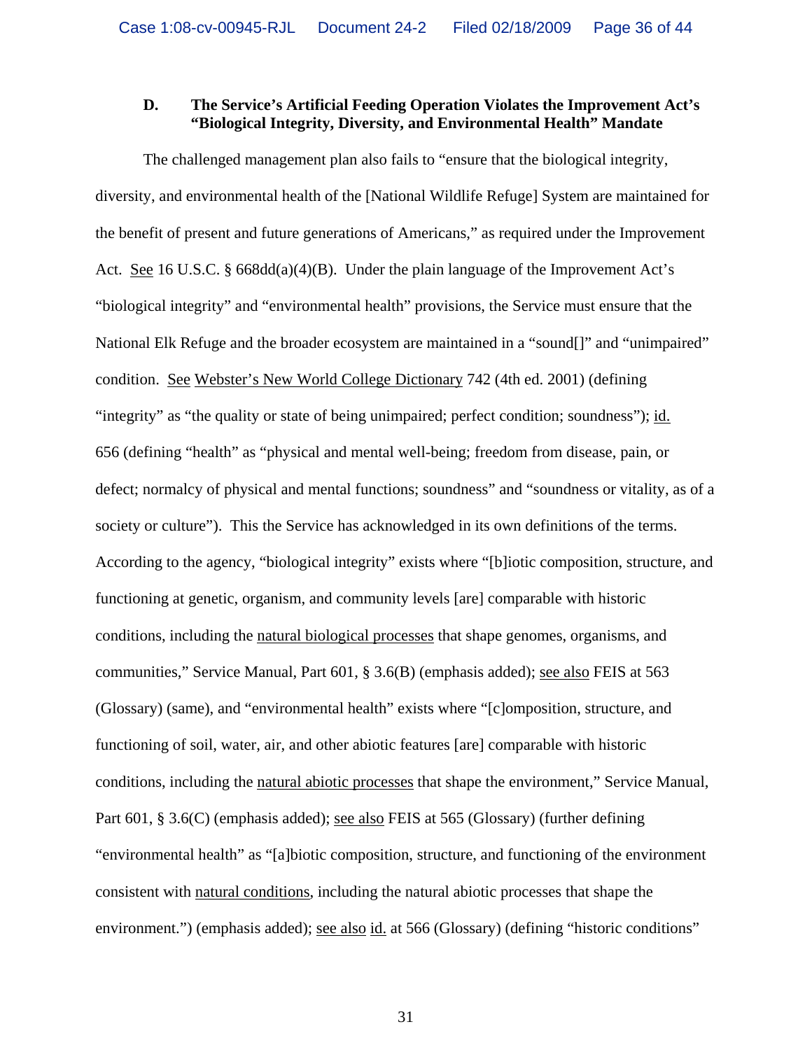### D. The Service's Artificial Feeding Operation Violates the Improvement Act's "Biological Integrity, Diversity, and Environmental Health" Mandate

The challenged management plan also fails to "ensure that the biological integrity, diversity, and environmental health of the [National Wildlife Refuge] System are maintained for the benefit of present and future generations of Americans," as required under the Improvement Act. See 16 U.S.C. § 668dd(a)(4)(B). Under the plain language of the Improvement Act's "biological integrity" and "environmental health" provisions, the Service must ensure that the National Elk Refuge and the broader ecosystem are maintained in a "sound[]" and "unimpaired" condition. See Webster's New World College Dictionary 742 (4th ed. 2001) (defining "integrity" as "the quality or state of being unimpaired; perfect condition; soundness"); id. 656 (defining "health" as "physical and mental well-being; freedom from disease, pain, or defect; normalcy of physical and mental functions; soundness" and "soundness or vitality, as of a society or culture"). This the Service has acknowledged in its own definitions of the terms. According to the agency, "biological integrity" exists where "[b]iotic composition, structure, and functioning at genetic, organism, and community levels [are] comparable with historic conditions, including the natural biological processes that shape genomes, organisms, and communities," Service Manual, Part 601, § 3.6(B) (emphasis added); see also FEIS at 563 (Glossary) (same), and "environmental health" exists where "[c]omposition, structure, and functioning of soil, water, air, and other abiotic features [are] comparable with historic conditions, including the natural abiotic processes that shape the environment," Service Manual, Part 601, § 3.6(C) (emphasis added); see also FEIS at 565 (Glossary) (further defining "environmental health" as "[a]biotic composition, structure, and functioning of the environment consistent with natural conditions, including the natural abiotic processes that shape the environment.") (emphasis added); see also id. at 566 (Glossary) (defining "historic conditions"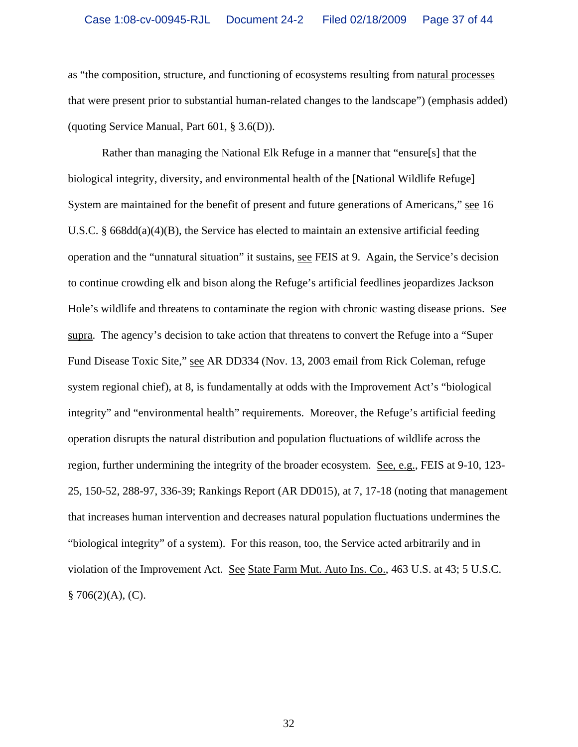as "the composition, structure, and functioning of ecosystems resulting from natural processes that were present prior to substantial human-related changes to the landscape") (emphasis added) (quoting Service Manual, Part 601, § 3.6(D)).

Rather than managing the National Elk Refuge in a manner that "ensure[s] that the biological integrity, diversity, and environmental health of the [National Wildlife Refuge] System are maintained for the benefit of present and future generations of Americans," see 16 U.S.C. § 668dd(a)(4)(B), the Service has elected to maintain an extensive artificial feeding operation and the "unnatural situation" it sustains, see FEIS at 9. Again, the Service's decision to continue crowding elk and bison along the Refuge's artificial feedlines jeopardizes Jackson Hole's wildlife and threatens to contaminate the region with chronic wasting disease prions. See supra. The agency's decision to take action that threatens to convert the Refuge into a "Super Fund Disease Toxic Site," see AR DD334 (Nov. 13, 2003 email from Rick Coleman, refuge system regional chief), at 8, is fundamentally at odds with the Improvement Act's "biological integrity" and "environmental health" requirements. Moreover, the Refuge's artificial feeding operation disrupts the natural distribution and population fluctuations of wildlife across the region, further undermining the integrity of the broader ecosystem. See, e.g., FEIS at 9-10, 123-25, 150-52, 288-97, 336-39; Rankings Report (AR DD015), at 7, 17-18 (noting that management that increases human intervention and decreases natural population fluctuations undermines the "biological integrity" of a system). For this reason, too, the Service acted arbitrarily and in violation of the Improvement Act. See State Farm Mut. Auto Ins. Co., 463 U.S. at 43; 5 U.S.C. § 706(2)(A), (C).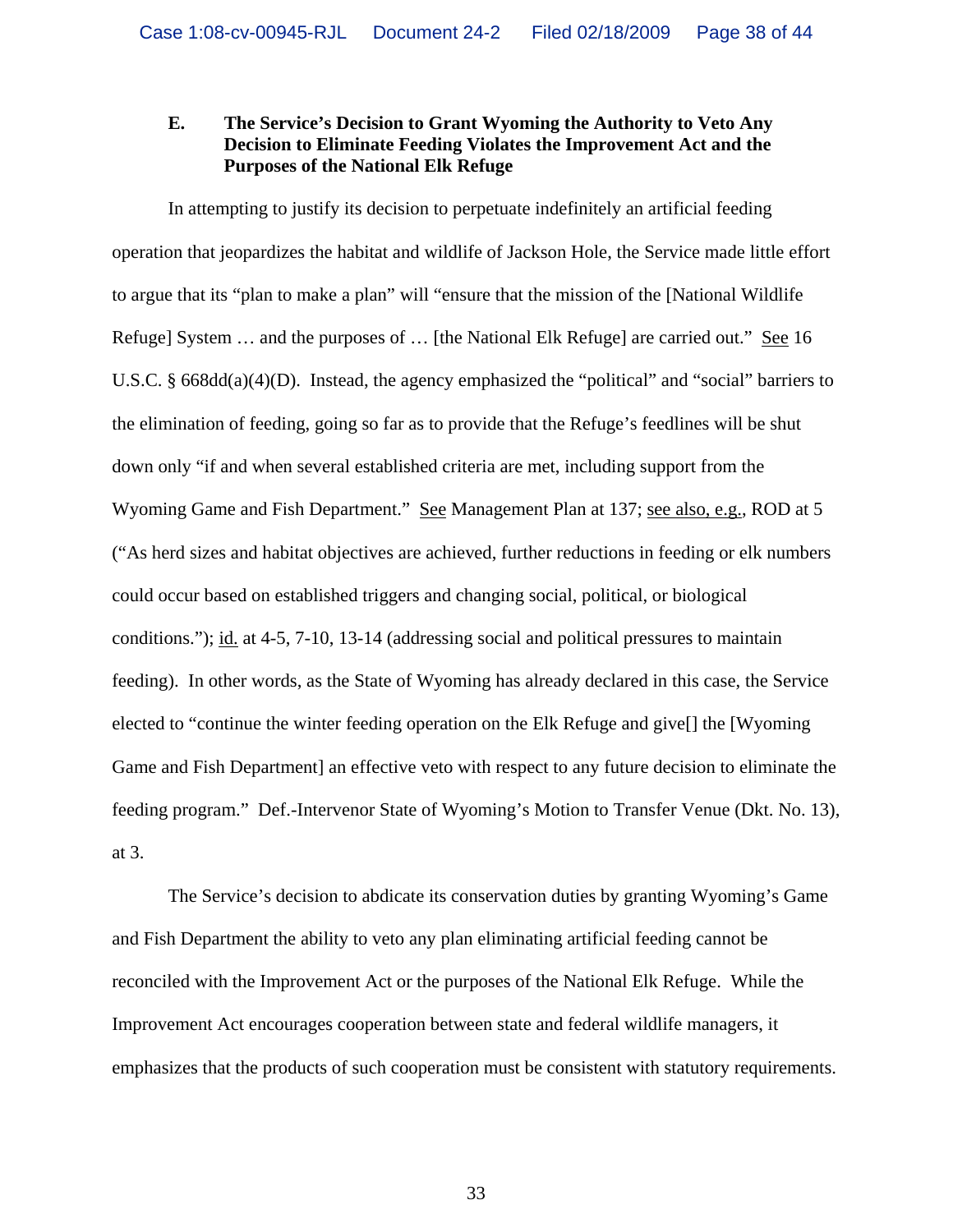### E. The Service's Decision to Grant Wyoming the Authority to Veto Any Decision to Eliminate Feeding Violates the Improvement Act and the Purposes of the National Elk Refuge

In attempting to justify its decision to perpetuate indefinitely an artificial feeding operation that jeopardizes the habitat and wildlife of Jackson Hole, the Service made little effort to argue that its "plan to make a plan" will "ensure that the mission of the [National Wildlife Refuge] System … and the purposes of … [the National Elk Refuge] are carried out." See 16 U.S.C. § 668dd(a)(4)(D). Instead, the agency emphasized the "political" and "social" barriers to the elimination of feeding, going so far as to provide that the Refuge's feedlines will be shut down only "if and when several established criteria are met, including support from the Wyoming Game and Fish Department." See Management Plan at 137; see also, e.g., ROD at 5 ("As herd sizes and habitat objectives are achieved, further reductions in feeding or elk numbers could occur based on established triggers and changing social, political, or biological conditions."); id. at 4-5, 7-10, 13-14 (addressing social and political pressures to maintain feeding). In other words, as the State of Wyoming has already declared in this case, the Service elected to "continue the winter feeding operation on the Elk Refuge and give[] the [Wyoming Game and Fish Department] an effective veto with respect to any future decision to eliminate the feeding program." Def.-Intervenor State of Wyoming's Motion to Transfer Venue (Dkt. No. 13), at 3.

The Service's decision to abdicate its conservation duties by granting Wyoming's Game and Fish Department the ability to veto any plan eliminating artificial feeding cannot be reconciled with the Improvement Act or the purposes of the National Elk Refuge. While the Improvement Act encourages cooperation between state and federal wildlife managers, it emphasizes that the products of such cooperation must be consistent with statutory requirements.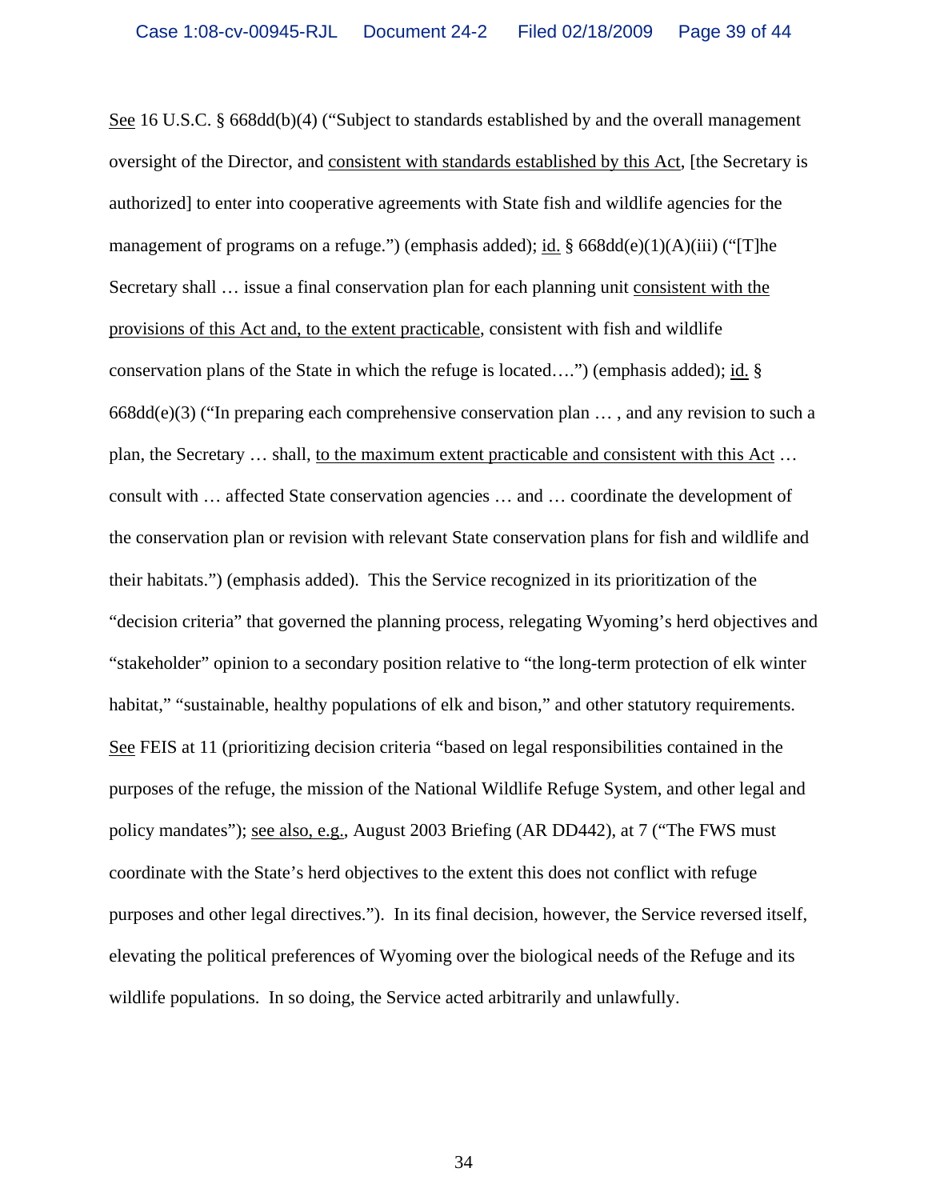See 16 U.S.C. § 668dd(b)(4) ("Subject to standards established by and the overall management oversight of the Director, and consistent with standards established by this Act, [the Secretary is authorized] to enter into cooperative agreements with State fish and wildlife agencies for the management of programs on a refuge.") (emphasis added); id. § 668dd(e)(1)(A)(iii) ("[T]he Secretary shall … issue a final conservation plan for each planning unit consistent with the provisions of this Act and, to the extent practicable, consistent with fish and wildlife conservation plans of the State in which the refuge is located….") (emphasis added); id. § 668dd(e)(3) ("In preparing each comprehensive conservation plan … , and any revision to such a plan, the Secretary … shall, to the maximum extent practicable and consistent with this Act … consult with … affected State conservation agencies … and … coordinate the development of the conservation plan or revision with relevant State conservation plans for fish and wildlife and their habitats.") (emphasis added). This the Service recognized in its prioritization of the "decision criteria" that governed the planning process, relegating Wyoming's herd objectives and "stakeholder" opinion to a secondary position relative to "the long-term protection of elk winter habitat," "sustainable, healthy populations of elk and bison," and other statutory requirements. See FEIS at 11 (prioritizing decision criteria "based on legal responsibilities contained in the purposes of the refuge, the mission of the National Wildlife Refuge System, and other legal and policy mandates"); see also, e.g., August 2003 Briefing (AR DD442), at 7 ("The FWS must coordinate with the State's herd objectives to the extent this does not conflict with refuge purposes and other legal directives."). In its final decision, however, the Service reversed itself, elevating the political preferences of Wyoming over the biological needs of the Refuge and its wildlife populations. In so doing, the Service acted arbitrarily and unlawfully.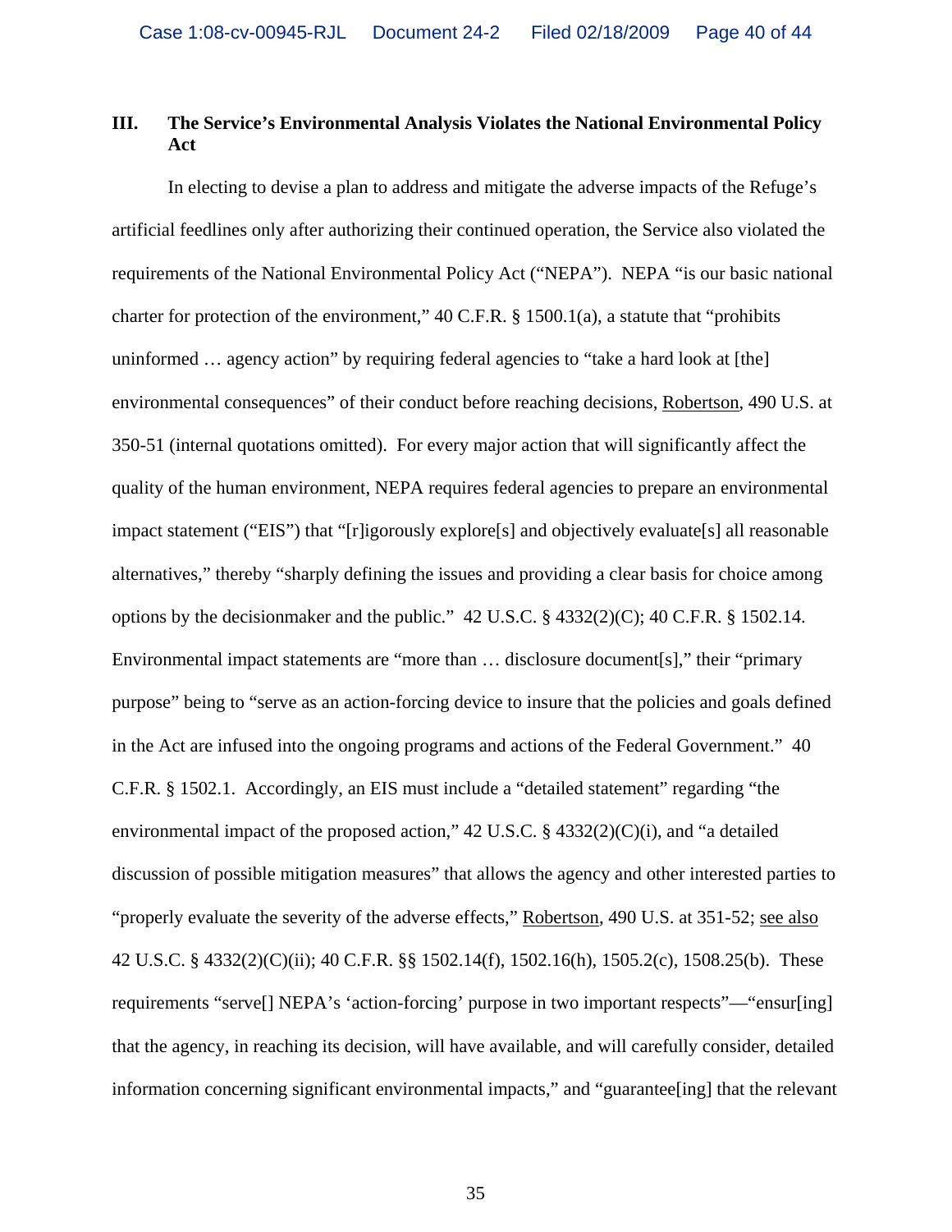## III. The Service's Environmental Analysis Violates the National Environmental Policy Act

In electing to devise a plan to address and mitigate the adverse impacts of the Refuge's artificial feedlines only after authorizing their continued operation, the Service also violated the requirements of the National Environmental Policy Act ("NEPA"). NEPA "is our basic national charter for protection of the environment," 40 C.F.R. § 1500.1(a), a statute that "prohibits uninformed … agency action" by requiring federal agencies to "take a hard look at [the] environmental consequences" of their conduct before reaching decisions, Robertson, 490 U.S. at 350-51 (internal quotations omitted). For every major action that will significantly affect the quality of the human environment, NEPA requires federal agencies to prepare an environmental impact statement ("EIS") that "[r]igorously explore[s] and objectively evaluate[s] all reasonable alternatives," thereby "sharply defining the issues and providing a clear basis for choice among options by the decisionmaker and the public." 42 U.S.C. § 4332(2)(C); 40 C.F.R. § 1502.14. Environmental impact statements are "more than … disclosure document[s]," their "primary purpose" being to "serve as an action-forcing device to insure that the policies and goals defined in the Act are infused into the ongoing programs and actions of the Federal Government." 40 C.F.R. § 1502.1. Accordingly, an EIS must include a "detailed statement" regarding "the environmental impact of the proposed action," 42 U.S.C. § 4332(2)(C)(i), and "a detailed discussion of possible mitigation measures" that allows the agency and other interested parties to "properly evaluate the severity of the adverse effects," Robertson, 490 U.S. at 351-52; see also 42 U.S.C. § 4332(2)(C)(ii); 40 C.F.R. §§ 1502.14(f), 1502.16(h), 1505.2(c), 1508.25(b). These requirements "serve[] NEPA's 'action-forcing' purpose in two important respects"—"ensur[ing] that the agency, in reaching its decision, will have available, and will carefully consider, detailed information concerning significant environmental impacts," and "guarantee[ing] that the relevant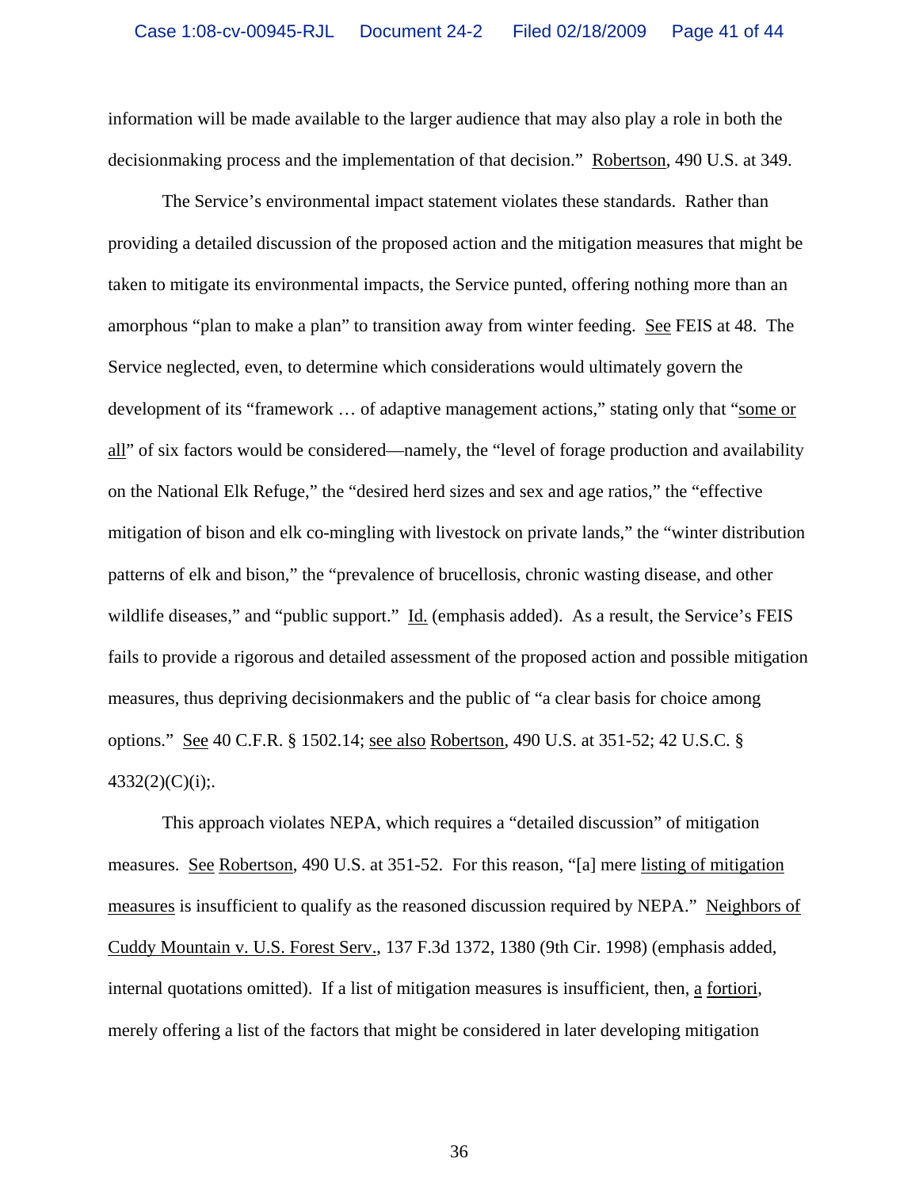information will be made available to the larger audience that may also play a role in both the decisionmaking process and the implementation of that decision." Robertson, 490 U.S. at 349.

The Service's environmental impact statement violates these standards. Rather than providing a detailed discussion of the proposed action and the mitigation measures that might be taken to mitigate its environmental impacts, the Service punted, offering nothing more than an amorphous "plan to make a plan" to transition away from winter feeding. See FEIS at 48. The Service neglected, even, to determine which considerations would ultimately govern the development of its "framework … of adaptive management actions," stating only that "some or all" of six factors would be considered—namely, the "level of forage production and availability on the National Elk Refuge," the "desired herd sizes and sex and age ratios," the "effective mitigation of bison and elk co-mingling with livestock on private lands," the "winter distribution patterns of elk and bison," the "prevalence of brucellosis, chronic wasting disease, and other wildlife diseases," and "public support." Id. (emphasis added). As a result, the Service's FEIS fails to provide a rigorous and detailed assessment of the proposed action and possible mitigation measures, thus depriving decisionmakers and the public of "a clear basis for choice among options." See 40 C.F.R. § 1502.14; see also Robertson, 490 U.S. at 351-52; 42 U.S.C. § 4332(2)(C)(i);.

This approach violates NEPA, which requires a "detailed discussion" of mitigation measures. See Robertson, 490 U.S. at 351-52. For this reason, "[a] mere listing of mitigation measures is insufficient to qualify as the reasoned discussion required by NEPA." Neighbors of Cuddy Mountain v. U.S. Forest Serv., 137 F.3d 1372, 1380 (9th Cir. 1998) (emphasis added, internal quotations omitted). If a list of mitigation measures is insufficient, then, a fortiori, merely offering a list of the factors that might be considered in later developing mitigation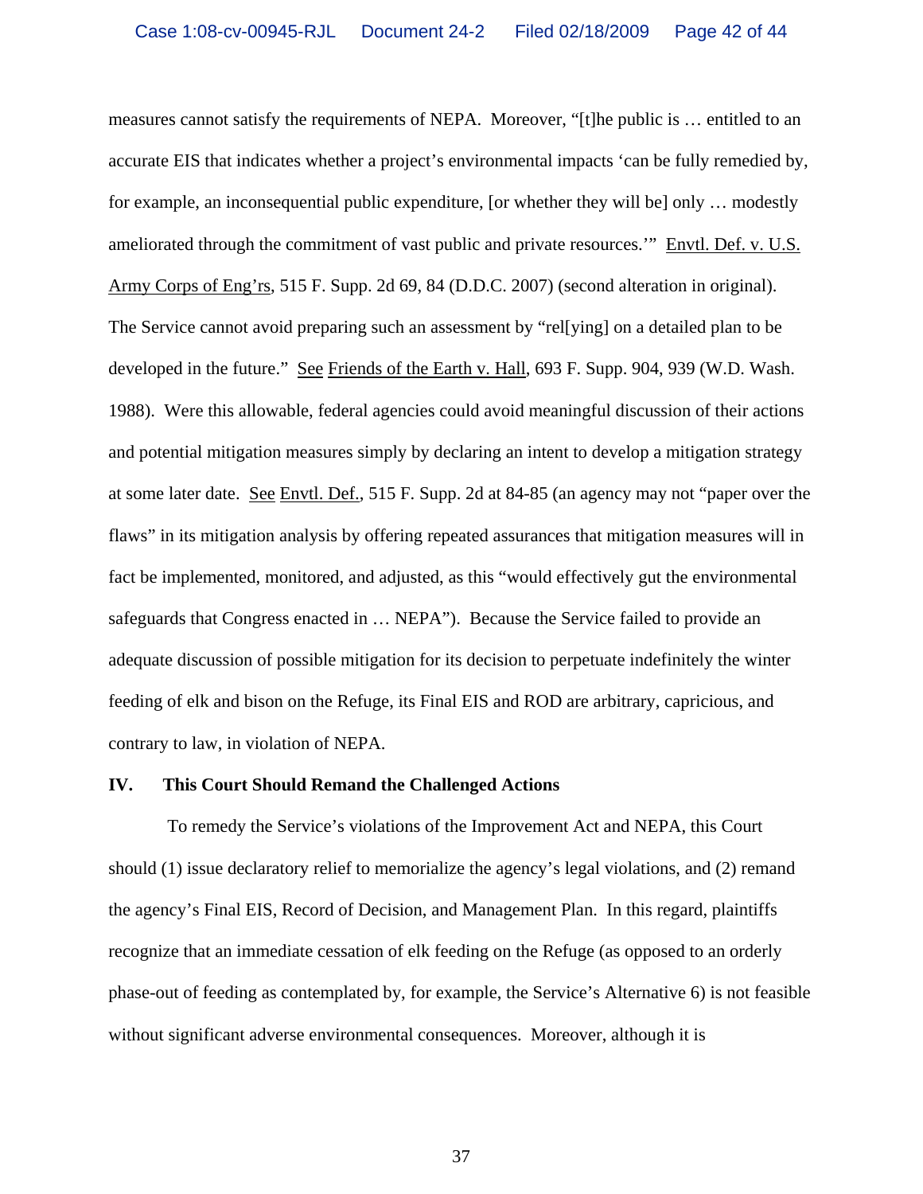measures cannot satisfy the requirements of NEPA. Moreover, "[t]he public is … entitled to an accurate EIS that indicates whether a project's environmental impacts 'can be fully remedied by, for example, an inconsequential public expenditure, [or whether they will be] only … modestly ameliorated through the commitment of vast public and private resources.'" Envtl. Def. v. U.S. Army Corps of Eng'rs, 515 F. Supp. 2d 69, 84 (D.D.C. 2007) (second alteration in original). The Service cannot avoid preparing such an assessment by "rel[ying] on a detailed plan to be developed in the future." See Friends of the Earth v. Hall, 693 F. Supp. 904, 939 (W.D. Wash. 1988). Were this allowable, federal agencies could avoid meaningful discussion of their actions and potential mitigation measures simply by declaring an intent to develop a mitigation strategy at some later date. See Envtl. Def., 515 F. Supp. 2d at 84-85 (an agency may not "paper over the flaws" in its mitigation analysis by offering repeated assurances that mitigation measures will in fact be implemented, monitored, and adjusted, as this "would effectively gut the environmental safeguards that Congress enacted in … NEPA"). Because the Service failed to provide an adequate discussion of possible mitigation for its decision to perpetuate indefinitely the winter feeding of elk and bison on the Refuge, its Final EIS and ROD are arbitrary, capricious, and contrary to law, in violation of NEPA.

## IV. This Court Should Remand the Challenged Actions

To remedy the Service's violations of the Improvement Act and NEPA, this Court should (1) issue declaratory relief to memorialize the agency's legal violations, and (2) remand the agency's Final EIS, Record of Decision, and Management Plan. In this regard, plaintiffs recognize that an immediate cessation of elk feeding on the Refuge (as opposed to an orderly phase-out of feeding as contemplated by, for example, the Service's Alternative 6) is not feasible without significant adverse environmental consequences. Moreover, although it is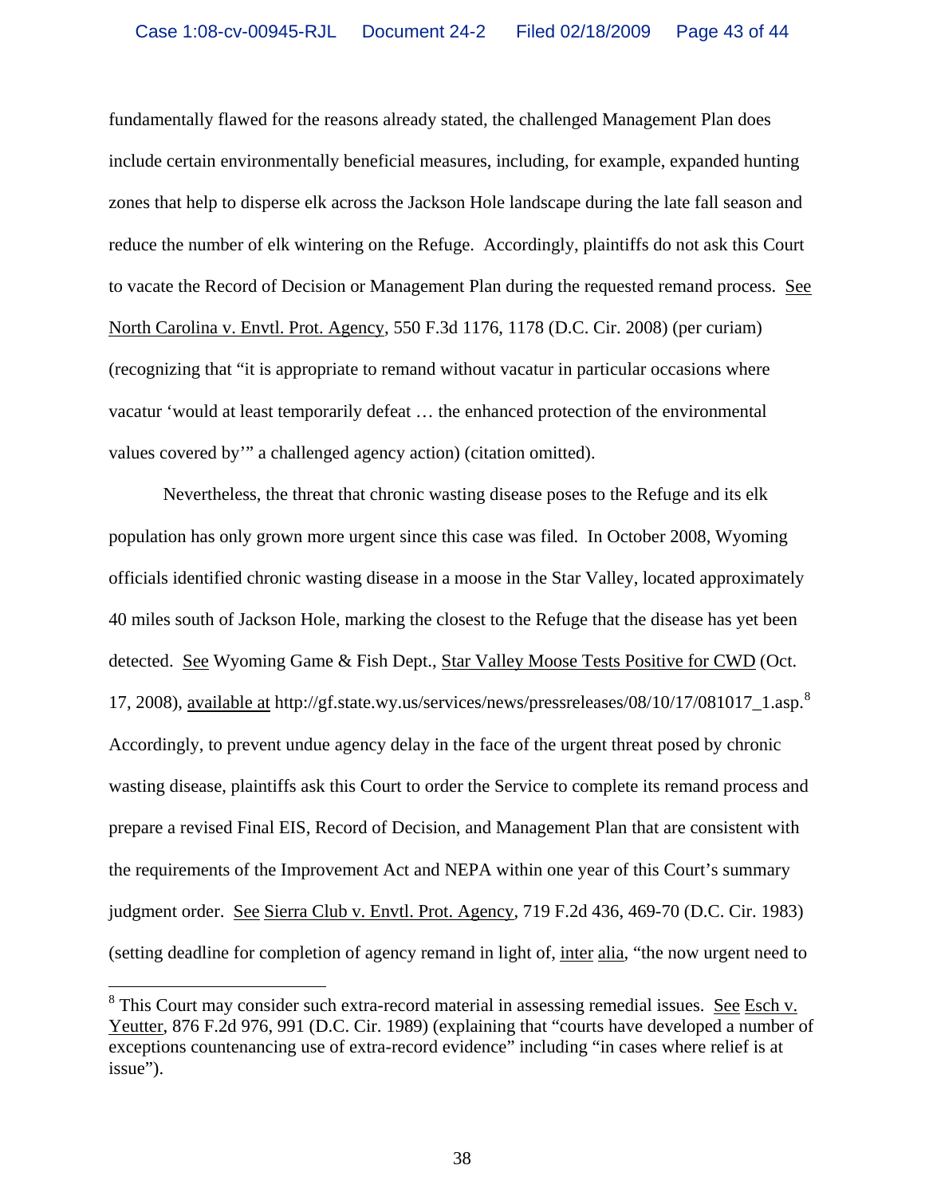fundamentally flawed for the reasons already stated, the challenged Management Plan does include certain environmentally beneficial measures, including, for example, expanded hunting zones that help to disperse elk across the Jackson Hole landscape during the late fall season and reduce the number of elk wintering on the Refuge. Accordingly, plaintiffs do not ask this Court to vacate the Record of Decision or Management Plan during the requested remand process. See North Carolina v. Envtl. Prot. Agency, 550 F.3d 1176, 1178 (D.C. Cir. 2008) (per curiam) (recognizing that "it is appropriate to remand without vacatur in particular occasions where vacatur 'would at least temporarily defeat … the enhanced protection of the environmental values covered by'" a challenged agency action) (citation omitted).

Nevertheless, the threat that chronic wasting disease poses to the Refuge and its elk population has only grown more urgent since this case was filed. In October 2008, Wyoming officials identified chronic wasting disease in a moose in the Star Valley, located approximately 40 miles south of Jackson Hole, marking the closest to the Refuge that the disease has yet been detected. See Wyoming Game & Fish Dept., Star Valley Moose Tests Positive for CWD (Oct. 17, 2008), available at http://gf.state.wy.us/services/news/pressreleases/08/10/17/081017_1.asp.[8] Accordingly, to prevent undue agency delay in the face of the urgent threat posed by chronic wasting disease, plaintiffs ask this Court to order the Service to complete its remand process and prepare a revised Final EIS, Record of Decision, and Management Plan that are consistent with the requirements of the Improvement Act and NEPA within one year of this Court's summary judgment order. See Sierra Club v. Envtl. Prot. Agency, 719 F.2d 436, 469-70 (D.C. Cir. 1983) (setting deadline for completion of agency remand in light of, inter alia, "the now urgent need to

[8] This Court may consider such extra-record material in assessing remedial issues. See Esch v. Yeutter, 876 F.2d 976, 991 (D.C. Cir. 1989) (explaining that "courts have developed a number of exceptions countenancing use of extra-record evidence" including "in cases where relief is at issue").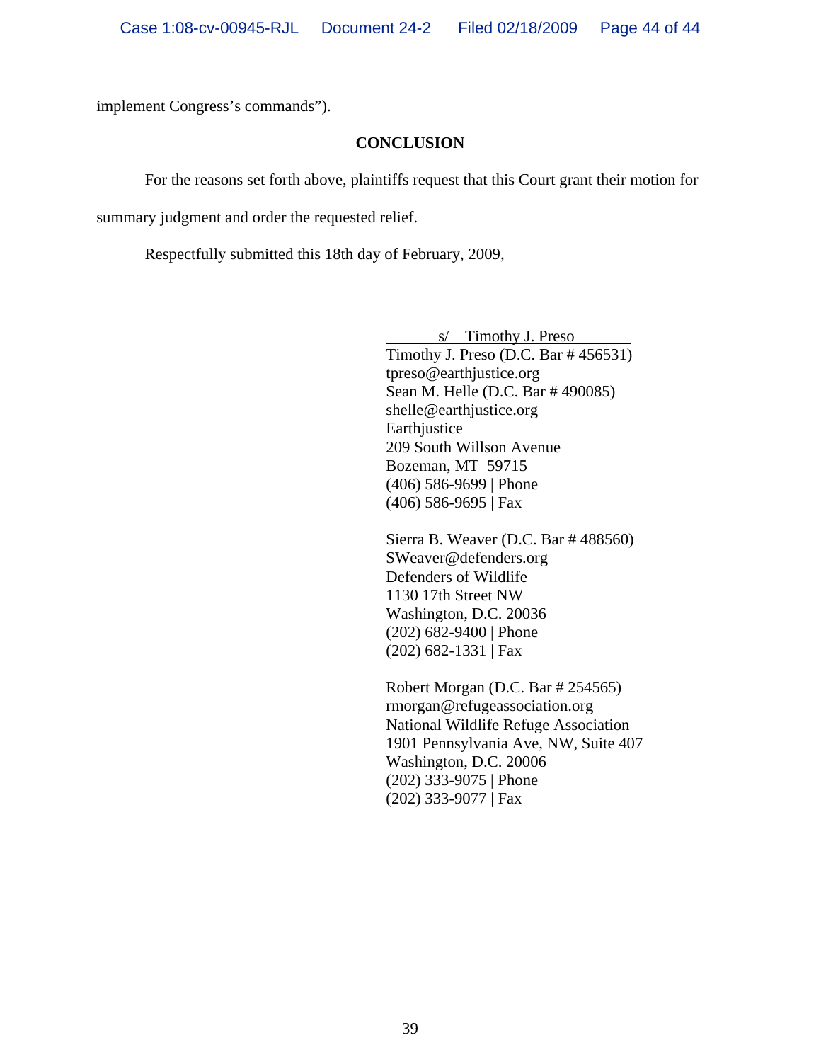implement Congress's commands").

## CONCLUSION

For the reasons set forth above, plaintiffs request that this Court grant their motion for summary judgment and order the requested relief.

Respectfully submitted this 18th day of February, 2009,

s/ Timothy J. Preso
Timothy J. Preso (D.C. Bar # 456531)
tpreso@earthjustice.org
Sean M. Helle (D.C. Bar # 490085)
shelle@earthjustice.org
Earthjustice
209 South Willson Avenue
Bozeman, MT 59715
(406) 586-9699 | Phone
(406) 586-9695 | Fax

Sierra B. Weaver (D.C. Bar # 488560)
SWeaver@defenders.org
Defenders of Wildlife
1130 17th Street NW
Washington, D.C. 20036
(202) 682-9400 | Phone
(202) 682-1331 | Fax

Robert Morgan (D.C. Bar # 254565)
rmorgan@refugeassociation.org
National Wildlife Refuge Association
1901 Pennsylvania Ave, NW, Suite 407
Washington, D.C. 20006
(202) 333-9075 | Phone
(202) 333-9077 | Fax